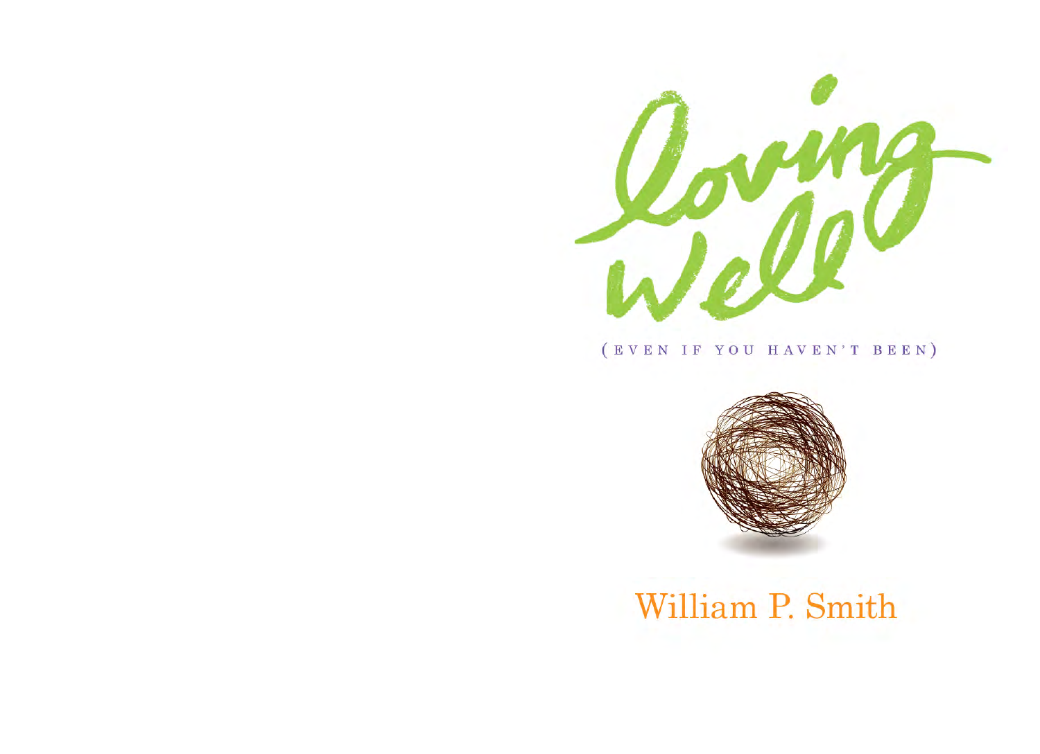# Loving Well

(EVEN IF YOU HAVEN'T BEEN)

William P. Smith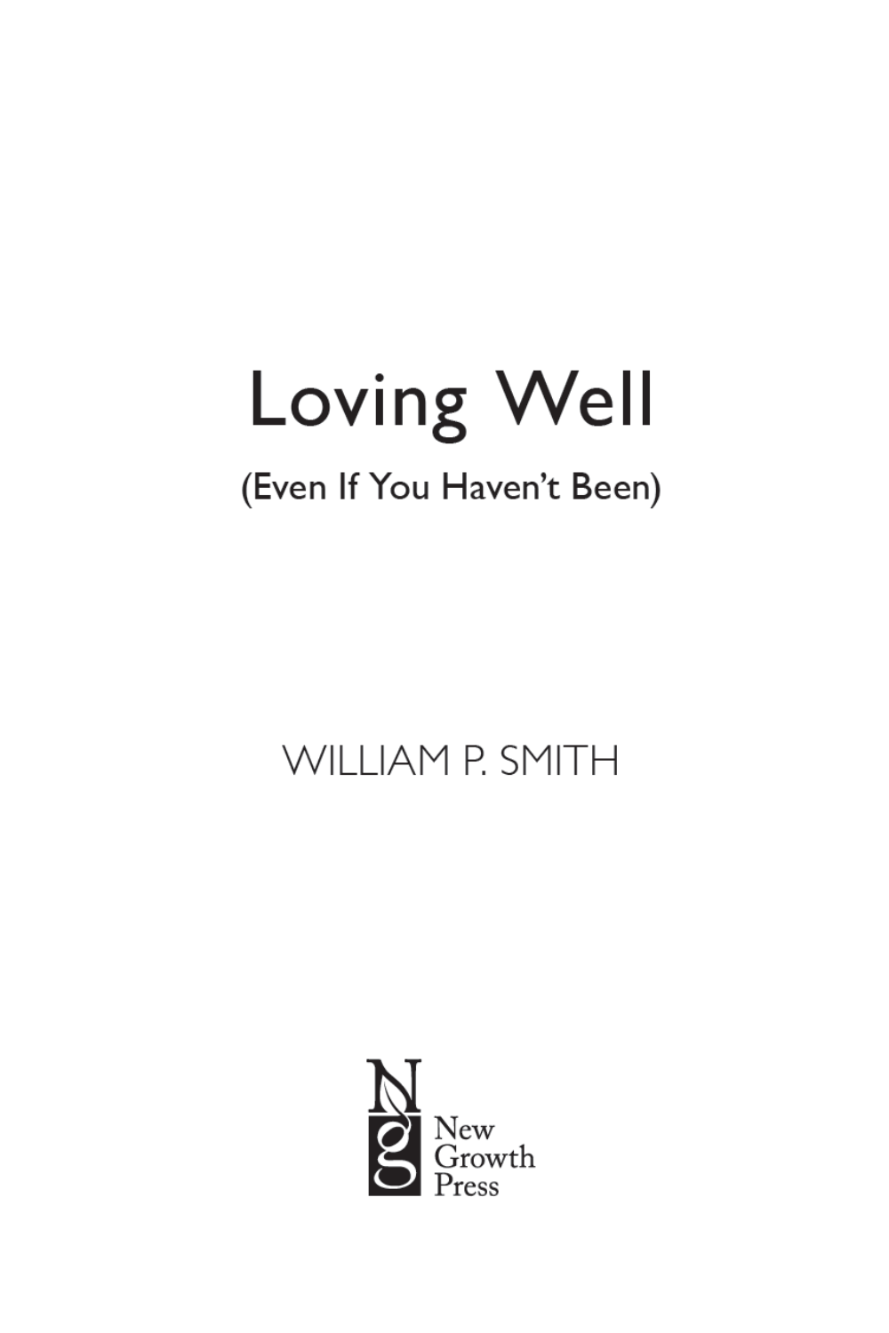# Loving Well

## (Even If You Haven't Been)

WILLIAM P. SMITH

New Growth Press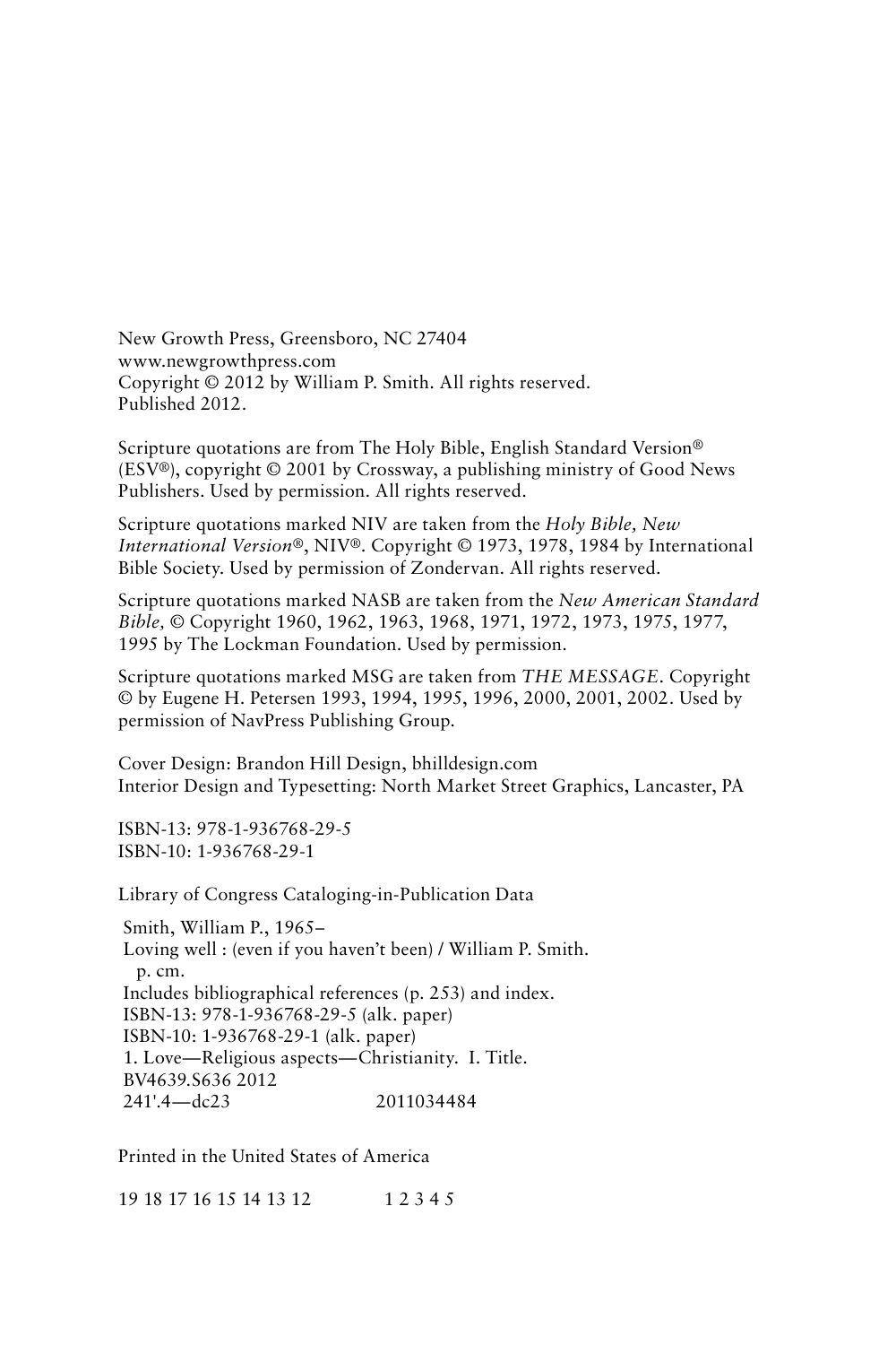New Growth Press, Greensboro, NC 27404
www.newgrowthpress.com
Copyright © 2012 by William P. Smith. All rights reserved.
Published 2012.

Scripture quotations are from The Holy Bible, English Standard Version® (ESV®), copyright © 2001 by Crossway, a publishing ministry of Good News Publishers. Used by permission. All rights reserved.

Scripture quotations marked NIV are taken from the *Holy Bible, New International Version®*, NIV®. Copyright © 1973, 1978, 1984 by International Bible Society. Used by permission of Zondervan. All rights reserved.

Scripture quotations marked NASB are taken from the *New American Standard Bible*, © Copyright 1960, 1962, 1963, 1968, 1971, 1972, 1973, 1975, 1977, 1995 by The Lockman Foundation. Used by permission.

Scripture quotations marked MSG are taken from *THE MESSAGE*. Copyright © by Eugene H. Petersen 1993, 1994, 1995, 1996, 2000, 2001, 2002. Used by permission of NavPress Publishing Group.

Cover Design: Brandon Hill Design, bhilldesign.com
Interior Design and Typesetting: North Market Street Graphics, Lancaster, PA

ISBN-13: 978-1-936768-29-5
ISBN-10: 1-936768-29-1

Library of Congress Cataloging-in-Publication Data

Smith, William P., 1965–
Loving well : (even if you haven't been) / William P. Smith.
p. cm.
Includes bibliographical references (p. 253) and index.
ISBN-13: 978-1-936768-29-5 (alk. paper)
ISBN-10: 1-936768-29-1 (alk. paper)
1. Love—Religious aspects—Christianity. I. Title.
BV4639.S636 2012
241'.4—dc23 2011034484

Printed in the United States of America

19 18 17 16 15 14 13 12 1 2 3 4 5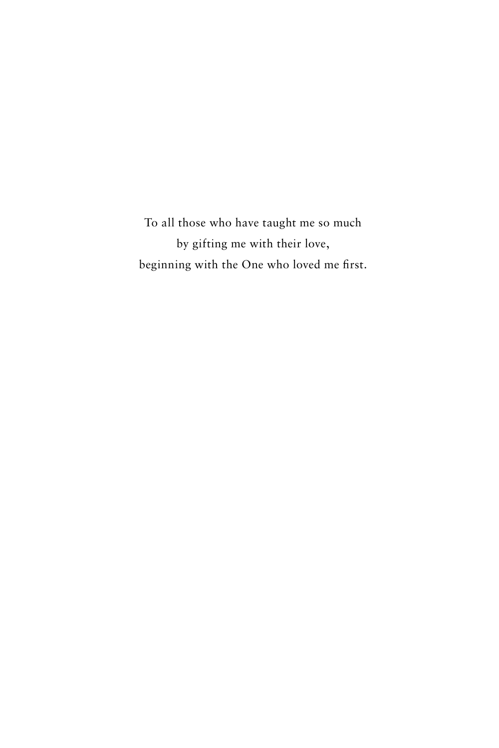To all those who have taught me so much  
by gifting me with their love,  
beginning with the One who loved me first.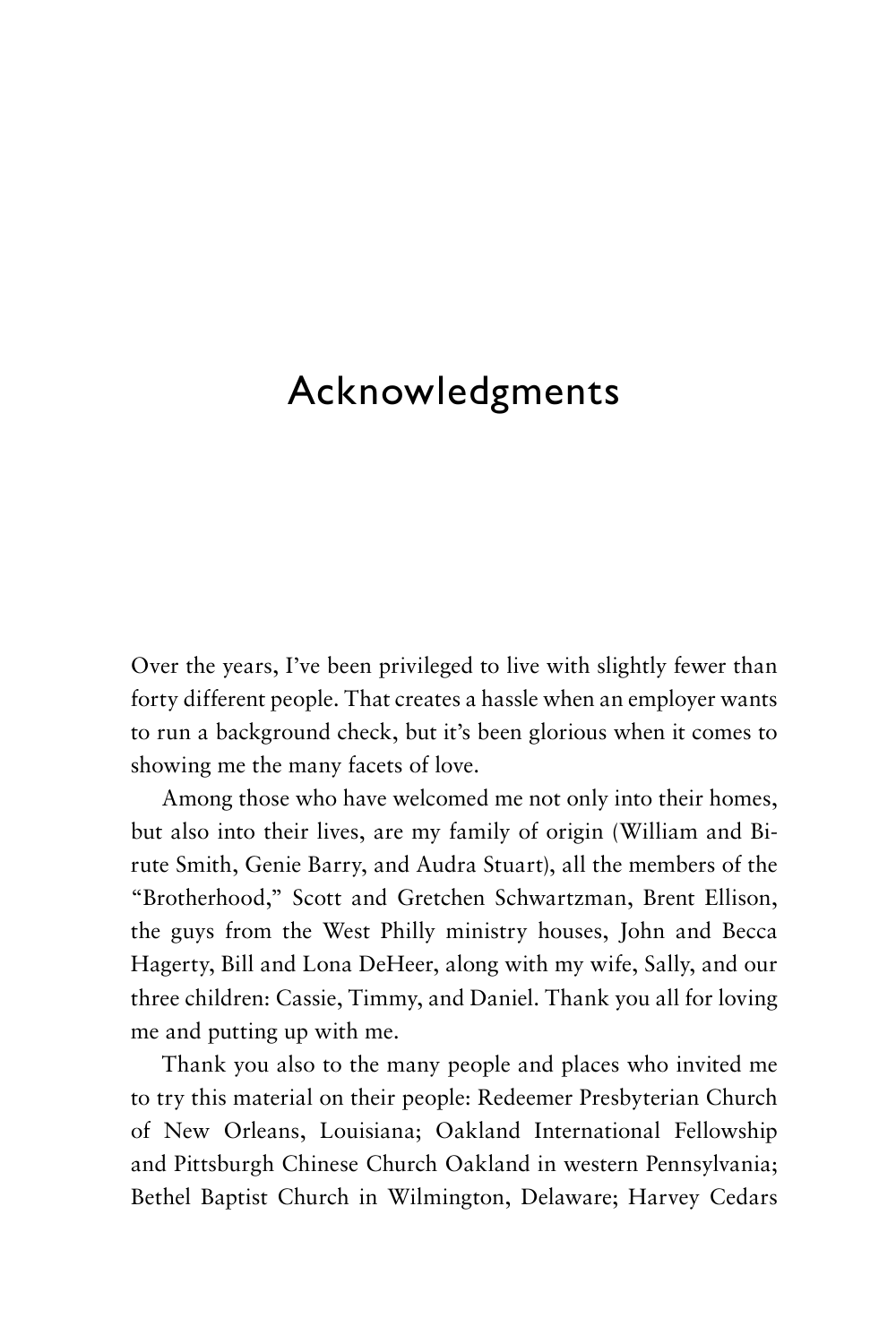# Acknowledgments

Over the years, I've been privileged to live with slightly fewer than forty different people. That creates a hassle when an employer wants to run a background check, but it's been glorious when it comes to showing me the many facets of love.

Among those who have welcomed me not only into their homes, but also into their lives, are my family of origin (William and Birute Smith, Genie Barry, and Audra Stuart), all the members of the "Brotherhood," Scott and Gretchen Schwartzman, Brent Ellison, the guys from the West Philly ministry houses, John and Becca Hagerty, Bill and Lona DeHeer, along with my wife, Sally, and our three children: Cassie, Timmy, and Daniel. Thank you all for loving me and putting up with me.

Thank you also to the many people and places who invited me to try this material on their people: Redeemer Presbyterian Church of New Orleans, Louisiana; Oakland International Fellowship and Pittsburgh Chinese Church Oakland in western Pennsylvania; Bethel Baptist Church in Wilmington, Delaware; Harvey Cedars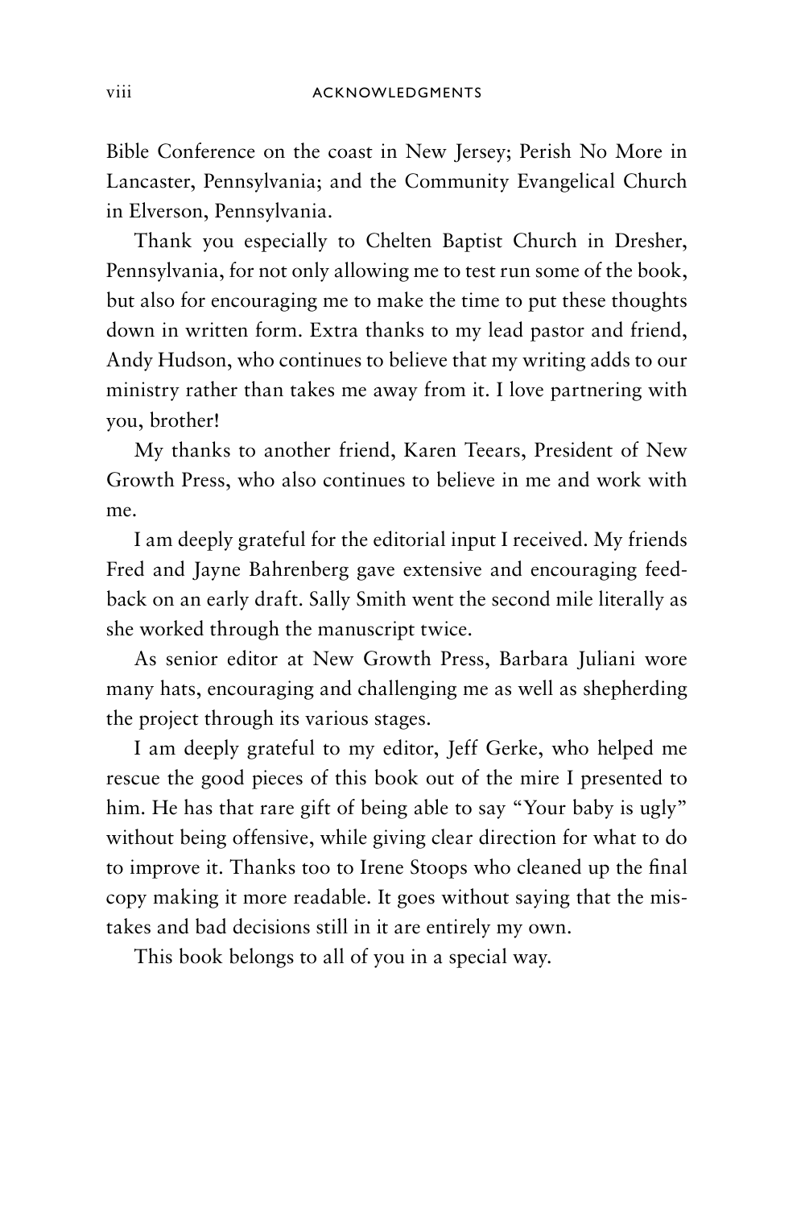Bible Conference on the coast in New Jersey; Perish No More in Lancaster, Pennsylvania; and the Community Evangelical Church in Elverson, Pennsylvania.

Thank you especially to Chelten Baptist Church in Dresher, Pennsylvania, for not only allowing me to test run some of the book, but also for encouraging me to make the time to put these thoughts down in written form. Extra thanks to my lead pastor and friend, Andy Hudson, who continues to believe that my writing adds to our ministry rather than takes me away from it. I love partnering with you, brother!

My thanks to another friend, Karen Teears, President of New Growth Press, who also continues to believe in me and work with me.

I am deeply grateful for the editorial input I received. My friends Fred and Jayne Bahrenberg gave extensive and encouraging feedback on an early draft. Sally Smith went the second mile literally as she worked through the manuscript twice.

As senior editor at New Growth Press, Barbara Juliani wore many hats, encouraging and challenging me as well as shepherding the project through its various stages.

I am deeply grateful to my editor, Jeff Gerke, who helped me rescue the good pieces of this book out of the mire I presented to him. He has that rare gift of being able to say "Your baby is ugly" without being offensive, while giving clear direction for what to do to improve it. Thanks too to Irene Stoops who cleaned up the final copy making it more readable. It goes without saying that the mistakes and bad decisions still in it are entirely my own.

This book belongs to all of you in a special way.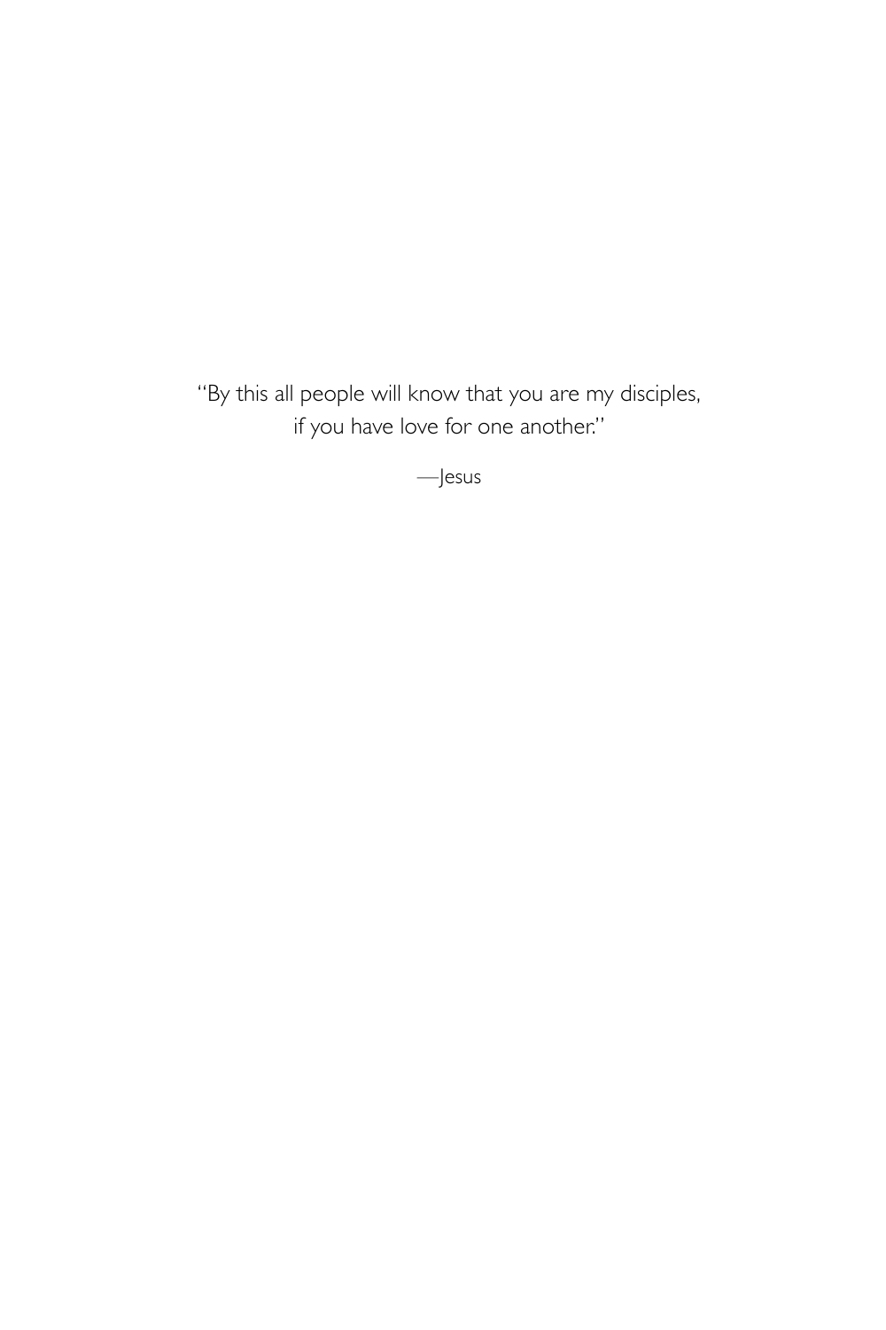"By this all people will know that you are my disciples,
if you have love for one another."

—Jesus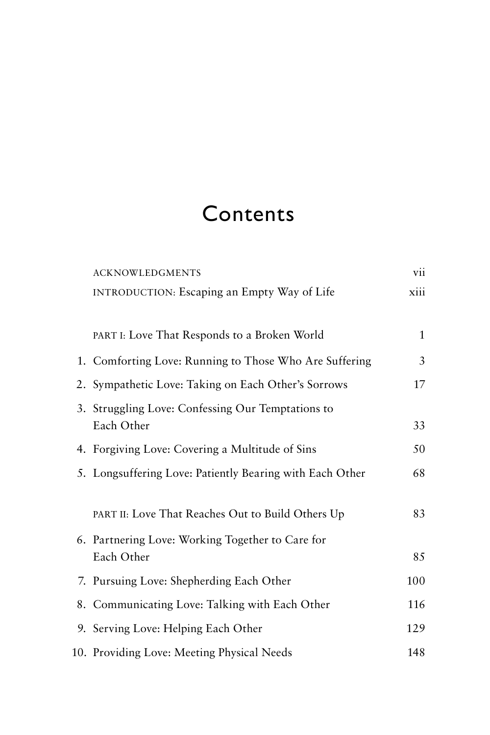# Contents

| | | |
|---|---|---|
| | ACKNOWLEDGMENTS | vii |
| | INTRODUCTION: Escaping an Empty Way of Life | xiii |
| | PART I: Love That Responds to a Broken World | 1 |
| 1. | Comforting Love: Running to Those Who Are Suffering | 3 |
| 2. | Sympathetic Love: Taking on Each Other's Sorrows | 17 |
| 3. | Struggling Love: Confessing Our Temptations to Each Other | 33 |
| 4. | Forgiving Love: Covering a Multitude of Sins | 50 |
| 5. | Longsuffering Love: Patiently Bearing with Each Other | 68 |
| | PART II: Love That Reaches Out to Build Others Up | 83 |
| 6. | Partnering Love: Working Together to Care for Each Other | 85 |
| 7. | Pursuing Love: Shepherding Each Other | 100 |
| 8. | Communicating Love: Talking with Each Other | 116 |
| 9. | Serving Love: Helping Each Other | 129 |
| 10. | Providing Love: Meeting Physical Needs | 148 |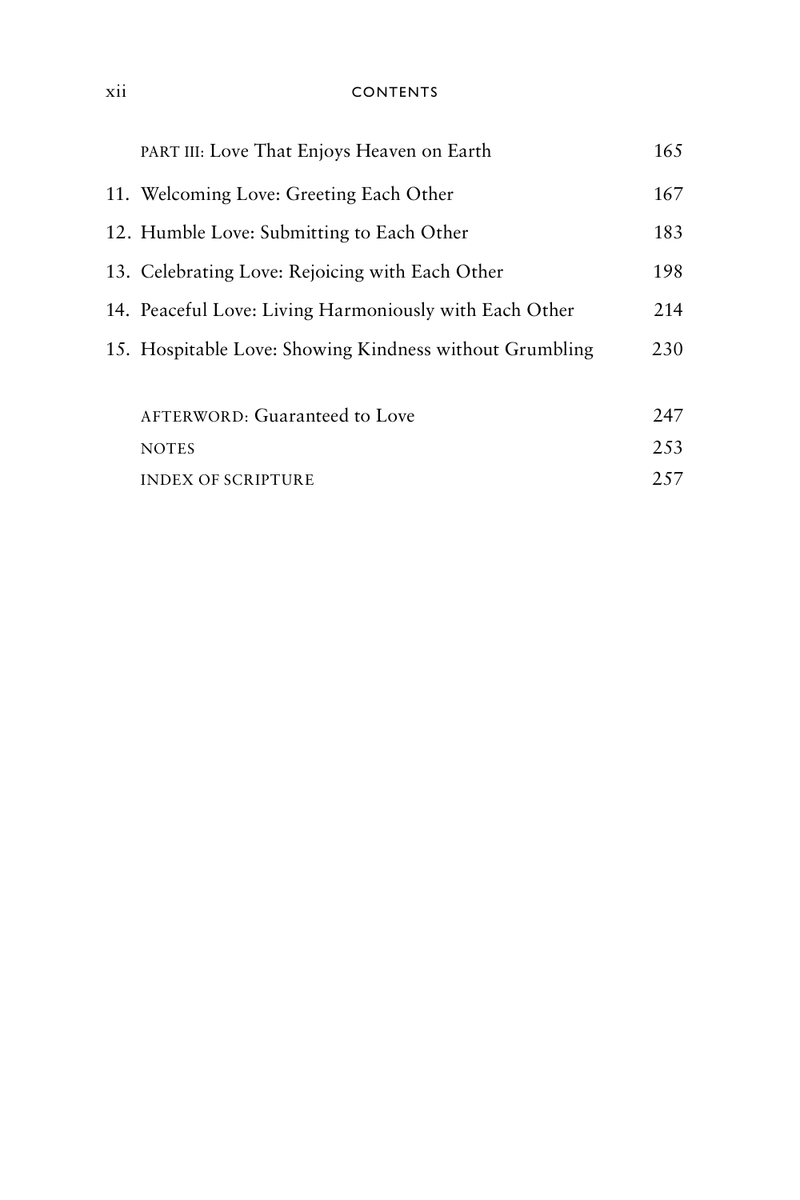PART III: Love That Enjoys Heaven on Earth 165

11. Welcoming Love: Greeting Each Other 167
12. Humble Love: Submitting to Each Other 183
13. Celebrating Love: Rejoicing with Each Other 198
14. Peaceful Love: Living Harmoniously with Each Other 214
15. Hospitable Love: Showing Kindness without Grumbling 230

AFTERWORD: Guaranteed to Love 247

NOTES 253

INDEX OF SCRIPTURE 257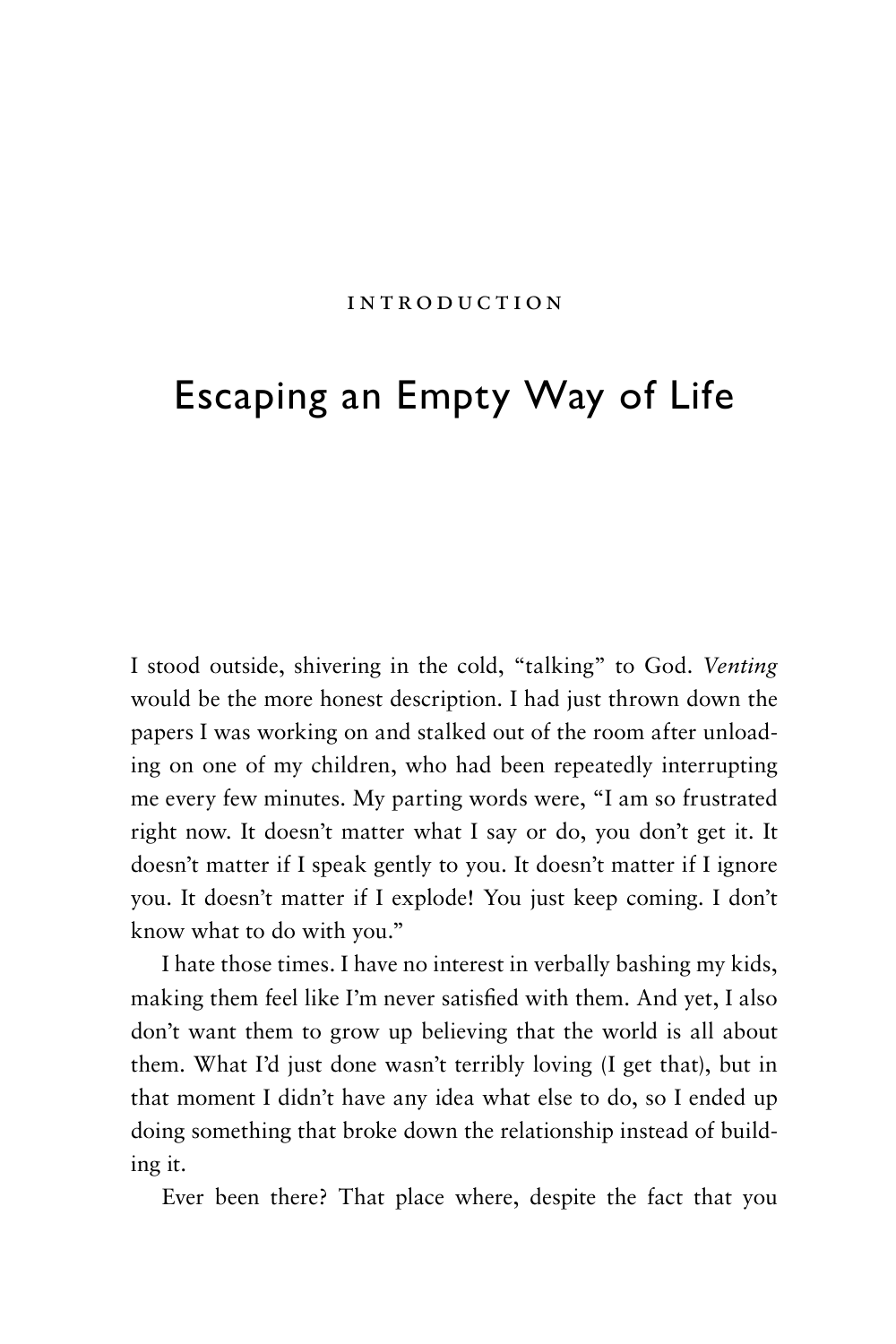INTRODUCTION

# Escaping an Empty Way of Life

I stood outside, shivering in the cold, "talking" to God. *Venting* would be the more honest description. I had just thrown down the papers I was working on and stalked out of the room after unloading on one of my children, who had been repeatedly interrupting me every few minutes. My parting words were, "I am so frustrated right now. It doesn't matter what I say or do, you don't get it. It doesn't matter if I speak gently to you. It doesn't matter if I ignore you. It doesn't matter if I explode! You just keep coming. I don't know what to do with you."

I hate those times. I have no interest in verbally bashing my kids, making them feel like I'm never satisfied with them. And yet, I also don't want them to grow up believing that the world is all about them. What I'd just done wasn't terribly loving (I get that), but in that moment I didn't have any idea what else to do, so I ended up doing something that broke down the relationship instead of building it.

Ever been there? That place where, despite the fact that you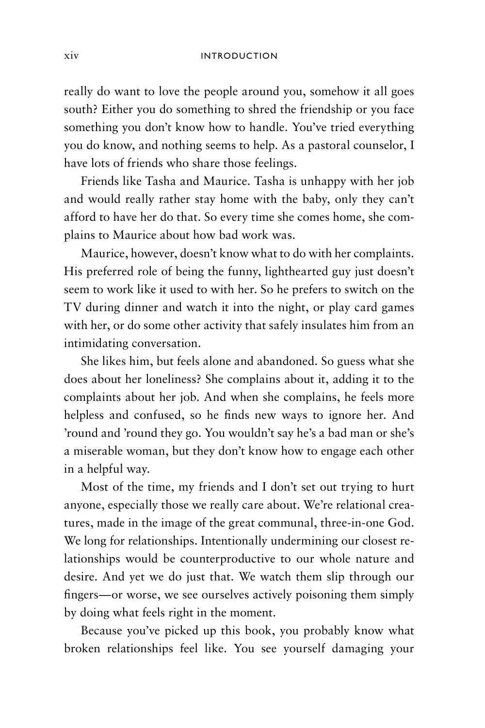really do want to love the people around you, somehow it all goes south? Either you do something to shred the friendship or you face something you don't know how to handle. You've tried everything you do know, and nothing seems to help. As a pastoral counselor, I have lots of friends who share those feelings.

Friends like Tasha and Maurice. Tasha is unhappy with her job and would really rather stay home with the baby, only they can't afford to have her do that. So every time she comes home, she complains to Maurice about how bad work was.

Maurice, however, doesn't know what to do with her complaints. His preferred role of being the funny, lighthearted guy just doesn't seem to work like it used to with her. So he prefers to switch on the TV during dinner and watch it into the night, or play card games with her, or do some other activity that safely insulates him from an intimidating conversation.

She likes him, but feels alone and abandoned. So guess what she does about her loneliness? She complains about it, adding it to the complaints about her job. And when she complains, he feels more helpless and confused, so he finds new ways to ignore her. And 'round and 'round they go. You wouldn't say he's a bad man or she's a miserable woman, but they don't know how to engage each other in a helpful way.

Most of the time, my friends and I don't set out trying to hurt anyone, especially those we really care about. We're relational creatures, made in the image of the great communal, three-in-one God. We long for relationships. Intentionally undermining our closest relationships would be counterproductive to our whole nature and desire. And yet we do just that. We watch them slip through our fingers—or worse, we see ourselves actively poisoning them simply by doing what feels right in the moment.

Because you've picked up this book, you probably know what broken relationships feel like. You see yourself damaging your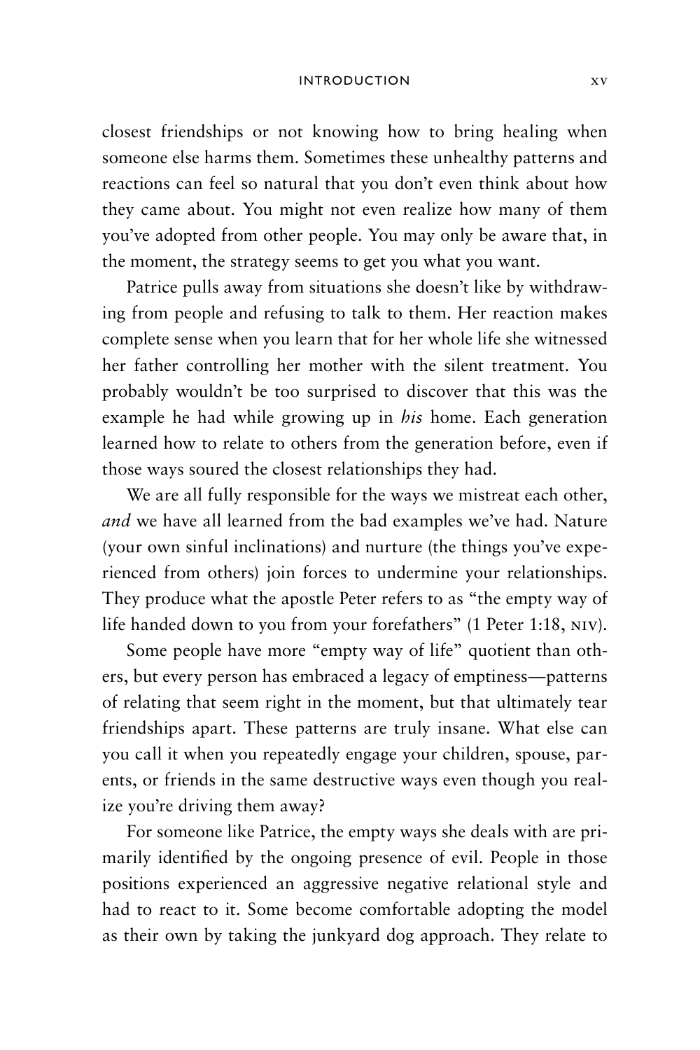closest friendships or not knowing how to bring healing when someone else harms them. Sometimes these unhealthy patterns and reactions can feel so natural that you don't even think about how they came about. You might not even realize how many of them you've adopted from other people. You may only be aware that, in the moment, the strategy seems to get you what you want.

Patrice pulls away from situations she doesn't like by withdrawing from people and refusing to talk to them. Her reaction makes complete sense when you learn that for her whole life she witnessed her father controlling her mother with the silent treatment. You probably wouldn't be too surprised to discover that this was the example he had while growing up in *his* home. Each generation learned how to relate to others from the generation before, even if those ways soured the closest relationships they had.

We are all fully responsible for the ways we mistreat each other, *and* we have all learned from the bad examples we've had. Nature (your own sinful inclinations) and nurture (the things you've experienced from others) join forces to undermine your relationships. They produce what the apostle Peter refers to as "the empty way of life handed down to you from your forefathers" (1 Peter 1:18, NIV).

Some people have more "empty way of life" quotient than others, but every person has embraced a legacy of emptiness—patterns of relating that seem right in the moment, but that ultimately tear friendships apart. These patterns are truly insane. What else can you call it when you repeatedly engage your children, spouse, parents, or friends in the same destructive ways even though you realize you're driving them away?

For someone like Patrice, the empty ways she deals with are primarily identified by the ongoing presence of evil. People in those positions experienced an aggressive negative relational style and had to react to it. Some become comfortable adopting the model as their own by taking the junkyard dog approach. They relate to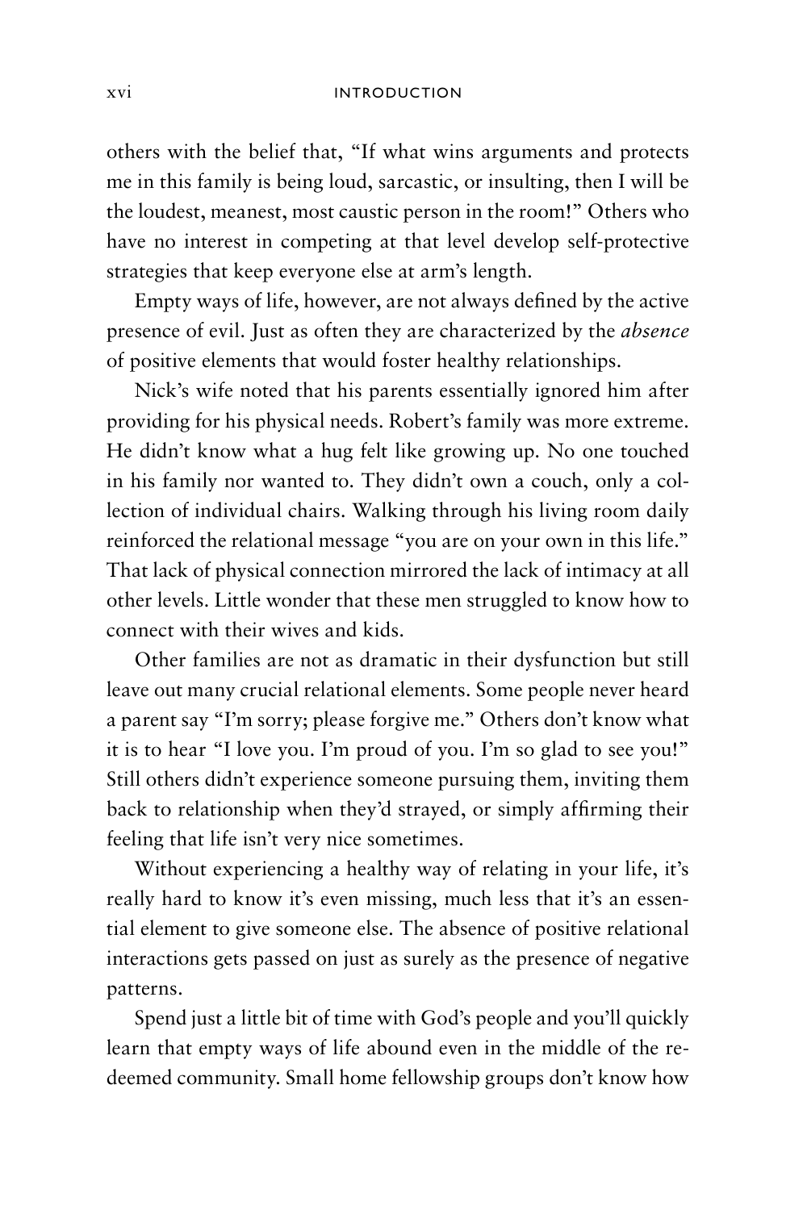others with the belief that, "If what wins arguments and protects me in this family is being loud, sarcastic, or insulting, then I will be the loudest, meanest, most caustic person in the room!" Others who have no interest in competing at that level develop self-protective strategies that keep everyone else at arm's length.

Empty ways of life, however, are not always defined by the active presence of evil. Just as often they are characterized by the *absence* of positive elements that would foster healthy relationships.

Nick's wife noted that his parents essentially ignored him after providing for his physical needs. Robert's family was more extreme. He didn't know what a hug felt like growing up. No one touched in his family nor wanted to. They didn't own a couch, only a collection of individual chairs. Walking through his living room daily reinforced the relational message "you are on your own in this life." That lack of physical connection mirrored the lack of intimacy at all other levels. Little wonder that these men struggled to know how to connect with their wives and kids.

Other families are not as dramatic in their dysfunction but still leave out many crucial relational elements. Some people never heard a parent say "I'm sorry; please forgive me." Others don't know what it is to hear "I love you. I'm proud of you. I'm so glad to see you!" Still others didn't experience someone pursuing them, inviting them back to relationship when they'd strayed, or simply affirming their feeling that life isn't very nice sometimes.

Without experiencing a healthy way of relating in your life, it's really hard to know it's even missing, much less that it's an essential element to give someone else. The absence of positive relational interactions gets passed on just as surely as the presence of negative patterns.

Spend just a little bit of time with God's people and you'll quickly learn that empty ways of life abound even in the middle of the redeemed community. Small home fellowship groups don't know how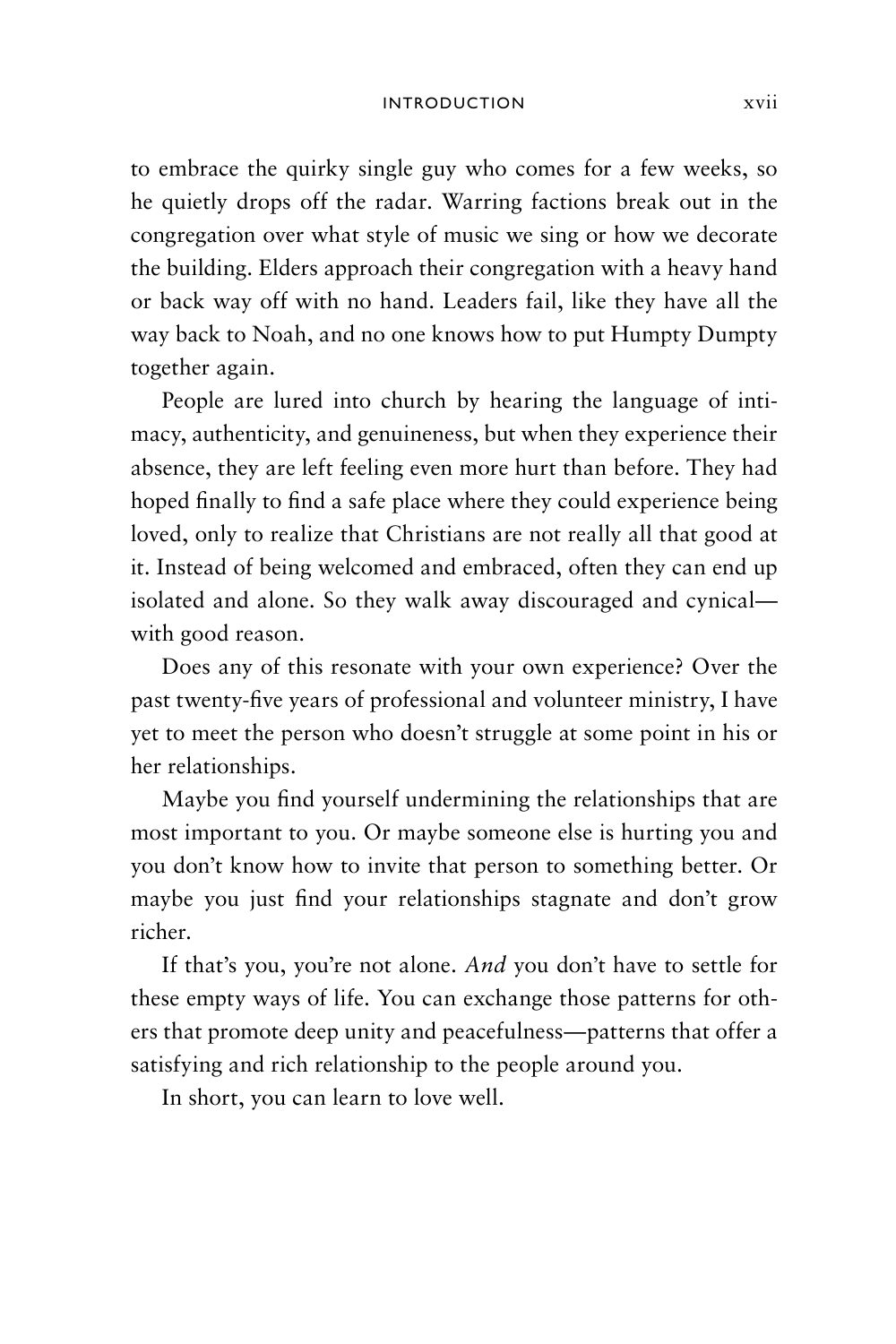to embrace the quirky single guy who comes for a few weeks, so he quietly drops off the radar. Warring factions break out in the congregation over what style of music we sing or how we decorate the building. Elders approach their congregation with a heavy hand or back way off with no hand. Leaders fail, like they have all the way back to Noah, and no one knows how to put Humpty Dumpty together again.

People are lured into church by hearing the language of intimacy, authenticity, and genuineness, but when they experience their absence, they are left feeling even more hurt than before. They had hoped finally to find a safe place where they could experience being loved, only to realize that Christians are not really all that good at it. Instead of being welcomed and embraced, often they can end up isolated and alone. So they walk away discouraged and cynical—with good reason.

Does any of this resonate with your own experience? Over the past twenty-five years of professional and volunteer ministry, I have yet to meet the person who doesn't struggle at some point in his or her relationships.

Maybe you find yourself undermining the relationships that are most important to you. Or maybe someone else is hurting you and you don't know how to invite that person to something better. Or maybe you just find your relationships stagnate and don't grow richer.

If that's you, you're not alone. *And* you don't have to settle for these empty ways of life. You can exchange those patterns for others that promote deep unity and peacefulness—patterns that offer a satisfying and rich relationship to the people around you.

In short, you can learn to love well.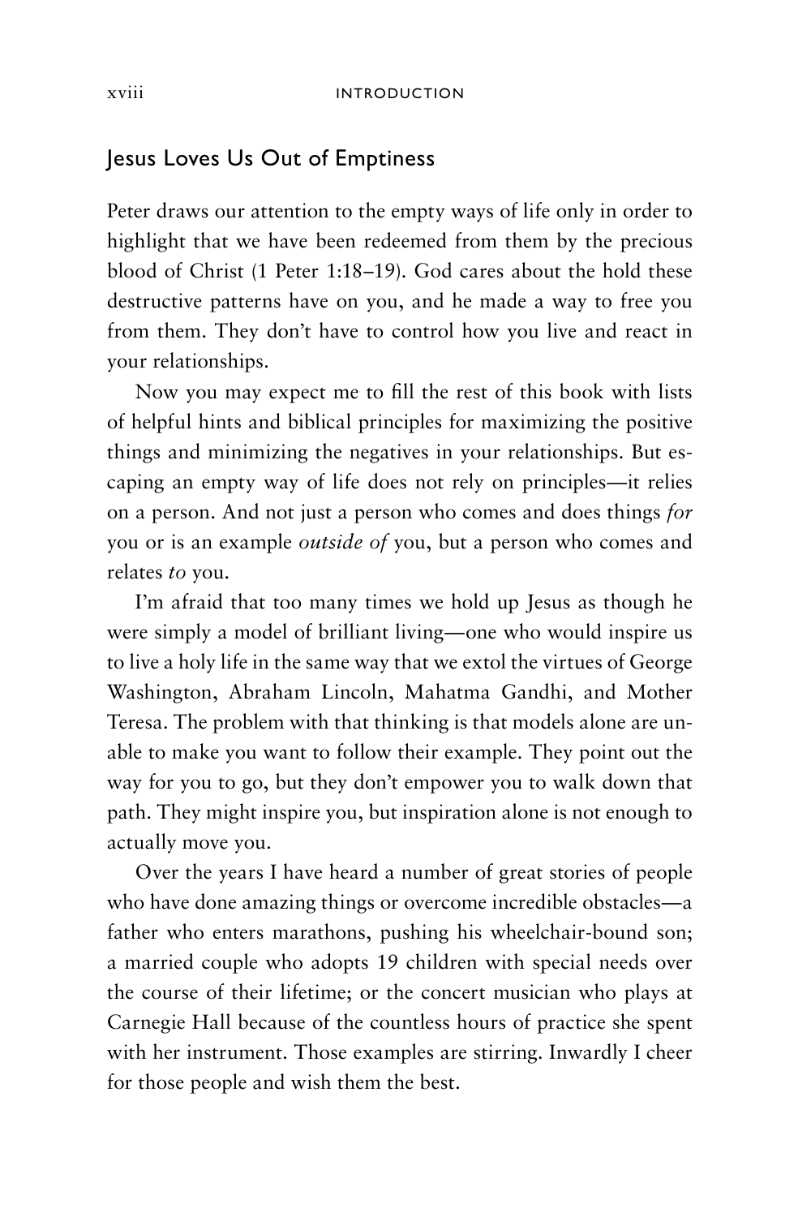## Jesus Loves Us Out of Emptiness

Peter draws our attention to the empty ways of life only in order to highlight that we have been redeemed from them by the precious blood of Christ (1 Peter 1:18–19). God cares about the hold these destructive patterns have on you, and he made a way to free you from them. They don't have to control how you live and react in your relationships.

Now you may expect me to fill the rest of this book with lists of helpful hints and biblical principles for maximizing the positive things and minimizing the negatives in your relationships. But escaping an empty way of life does not rely on principles—it relies on a person. And not just a person who comes and does things *for* you or is an example *outside of* you, but a person who comes and relates *to* you.

I'm afraid that too many times we hold up Jesus as though he were simply a model of brilliant living—one who would inspire us to live a holy life in the same way that we extol the virtues of George Washington, Abraham Lincoln, Mahatma Gandhi, and Mother Teresa. The problem with that thinking is that models alone are unable to make you want to follow their example. They point out the way for you to go, but they don't empower you to walk down that path. They might inspire you, but inspiration alone is not enough to actually move you.

Over the years I have heard a number of great stories of people who have done amazing things or overcome incredible obstacles—a father who enters marathons, pushing his wheelchair-bound son; a married couple who adopts 19 children with special needs over the course of their lifetime; or the concert musician who plays at Carnegie Hall because of the countless hours of practice she spent with her instrument. Those examples are stirring. Inwardly I cheer for those people and wish them the best.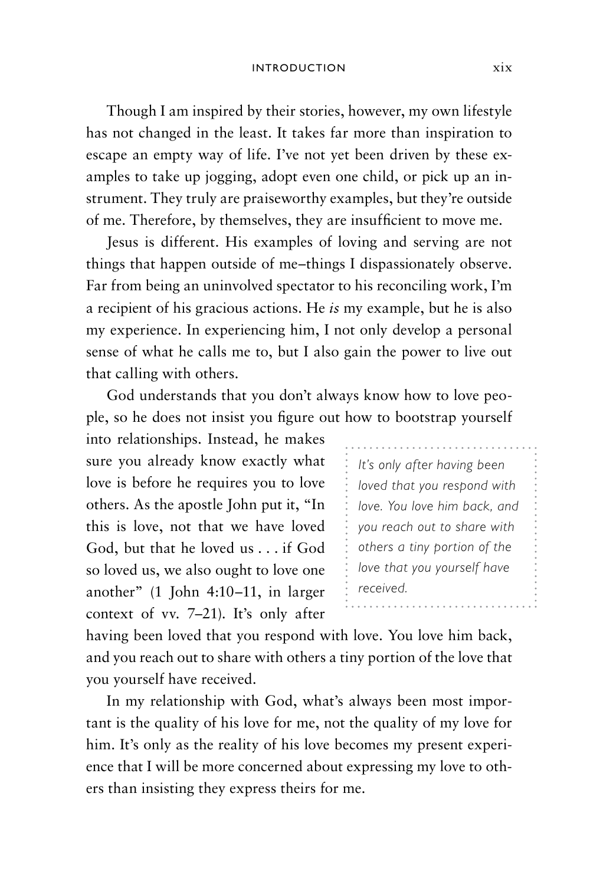Though I am inspired by their stories, however, my own lifestyle has not changed in the least. It takes far more than inspiration to escape an empty way of life. I've not yet been driven by these examples to take up jogging, adopt even one child, or pick up an instrument. They truly are praiseworthy examples, but they're outside of me. Therefore, by themselves, they are insufficient to move me.

Jesus is different. His examples of loving and serving are not things that happen outside of me–things I dispassionately observe. Far from being an uninvolved spectator to his reconciling work, I'm a recipient of his gracious actions. He *is* my example, but he is also my experience. In experiencing him, I not only develop a personal sense of what he calls me to, but I also gain the power to live out that calling with others.

God understands that you don't always know how to love people, so he does not insist you figure out how to bootstrap yourself into relationships. Instead, he makes sure you already know exactly what love is before he requires you to love others. As the apostle John put it, "In this is love, not that we have loved God, but that he loved us . . . if God so loved us, we also ought to love one another" (1 John 4:10–11, in larger context of vv. 7–21). It's only after having been loved that you respond with love. You love him back, and you reach out to share with others a tiny portion of the love that you yourself have received.

> *It's only after having been loved that you respond with love. You love him back, and you reach out to share with others a tiny portion of the love that you yourself have received.*

In my relationship with God, what's always been most important is the quality of his love for me, not the quality of my love for him. It's only as the reality of his love becomes my present experience that I will be more concerned about expressing my love to others than insisting they express theirs for me.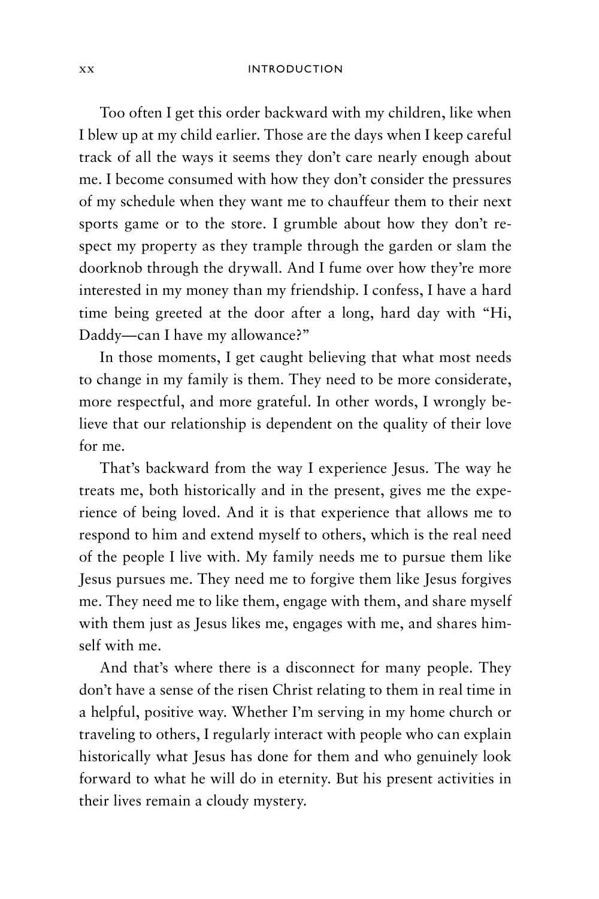Too often I get this order backward with my children, like when I blew up at my child earlier. Those are the days when I keep careful track of all the ways it seems they don't care nearly enough about me. I become consumed with how they don't consider the pressures of my schedule when they want me to chauffeur them to their next sports game or to the store. I grumble about how they don't respect my property as they trample through the garden or slam the doorknob through the drywall. And I fume over how they're more interested in my money than my friendship. I confess, I have a hard time being greeted at the door after a long, hard day with "Hi, Daddy—can I have my allowance?"

In those moments, I get caught believing that what most needs to change in my family is them. They need to be more considerate, more respectful, and more grateful. In other words, I wrongly believe that our relationship is dependent on the quality of their love for me.

That's backward from the way I experience Jesus. The way he treats me, both historically and in the present, gives me the experience of being loved. And it is that experience that allows me to respond to him and extend myself to others, which is the real need of the people I live with. My family needs me to pursue them like Jesus pursues me. They need me to forgive them like Jesus forgives me. They need me to like them, engage with them, and share myself with them just as Jesus likes me, engages with me, and shares himself with me.

And that's where there is a disconnect for many people. They don't have a sense of the risen Christ relating to them in real time in a helpful, positive way. Whether I'm serving in my home church or traveling to others, I regularly interact with people who can explain historically what Jesus has done for them and who genuinely look forward to what he will do in eternity. But his present activities in their lives remain a cloudy mystery.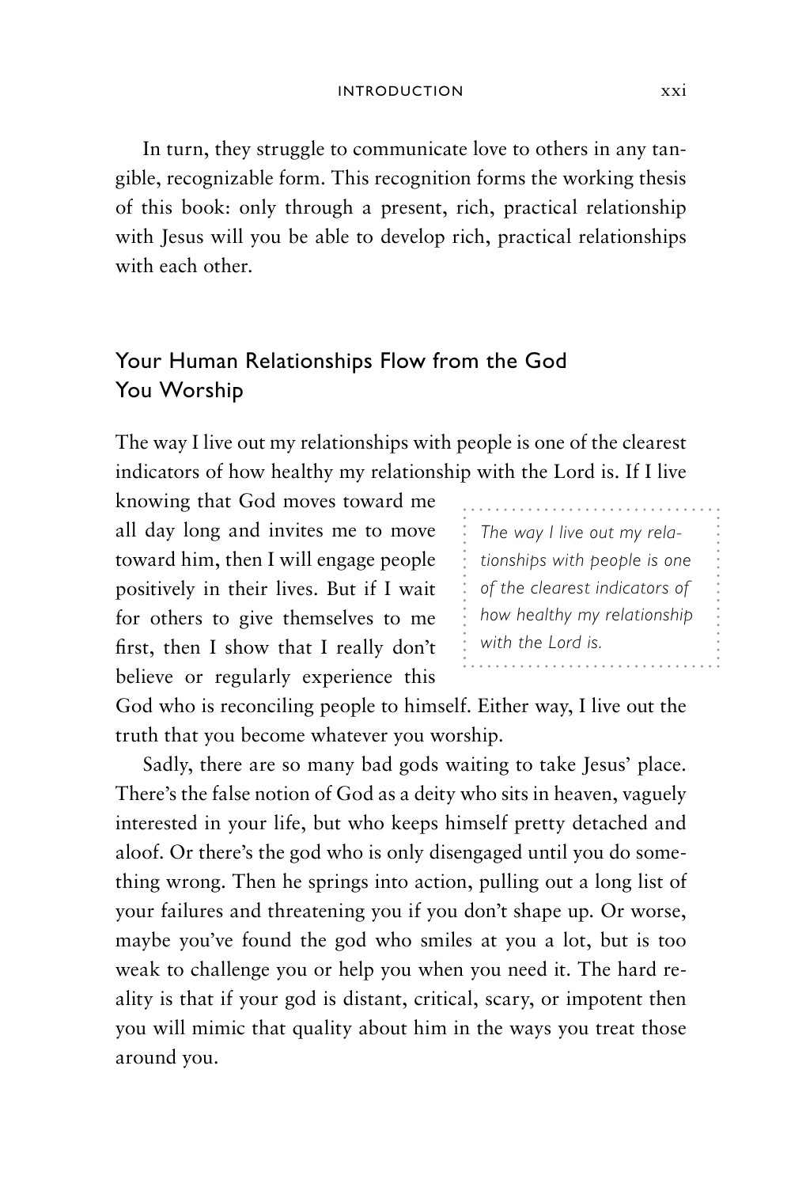In turn, they struggle to communicate love to others in any tangible, recognizable form. This recognition forms the working thesis of this book: only through a present, rich, practical relationship with Jesus will you be able to develop rich, practical relationships with each other.

## Your Human Relationships Flow from the God You Worship

The way I live out my relationships with people is one of the clearest indicators of how healthy my relationship with the Lord is. If I live knowing that God moves toward me all day long and invites me to move toward him, then I will engage people positively in their lives. But if I wait for others to give themselves to me first, then I show that I really don't believe or regularly experience this God who is reconciling people to himself. Either way, I live out the truth that you become whatever you worship.

> *The way I live out my relationships with people is one of the clearest indicators of how healthy my relationship with the Lord is.*

Sadly, there are so many bad gods waiting to take Jesus' place. There's the false notion of God as a deity who sits in heaven, vaguely interested in your life, but who keeps himself pretty detached and aloof. Or there's the god who is only disengaged until you do something wrong. Then he springs into action, pulling out a long list of your failures and threatening you if you don't shape up. Or worse, maybe you've found the god who smiles at you a lot, but is too weak to challenge you or help you when you need it. The hard reality is that if your god is distant, critical, scary, or impotent then you will mimic that quality about him in the ways you treat those around you.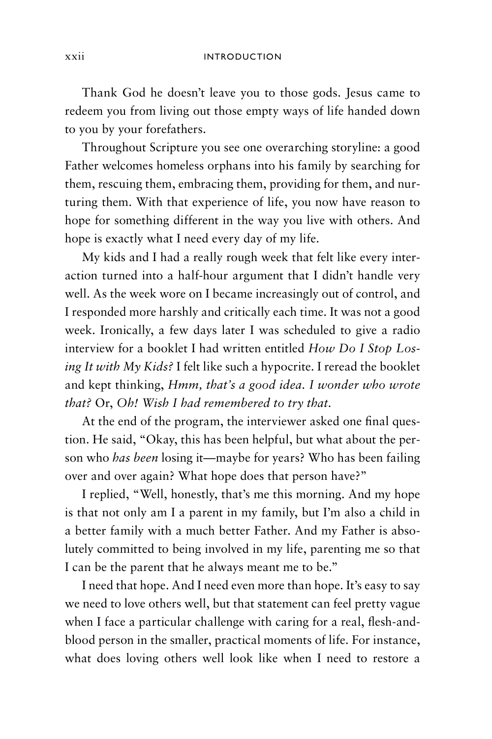Thank God he doesn't leave you to those gods. Jesus came to redeem you from living out those empty ways of life handed down to you by your forefathers.

Throughout Scripture you see one overarching storyline: a good Father welcomes homeless orphans into his family by searching for them, rescuing them, embracing them, providing for them, and nurturing them. With that experience of life, you now have reason to hope for something different in the way you live with others. And hope is exactly what I need every day of my life.

My kids and I had a really rough week that felt like every interaction turned into a half-hour argument that I didn't handle very well. As the week wore on I became increasingly out of control, and I responded more harshly and critically each time. It was not a good week. Ironically, a few days later I was scheduled to give a radio interview for a booklet I had written entitled *How Do I Stop Losing It with My Kids?* I felt like such a hypocrite. I reread the booklet and kept thinking, *Hmm, that's a good idea. I wonder who wrote that?* Or, *Oh! Wish I had remembered to try that.*

At the end of the program, the interviewer asked one final question. He said, "Okay, this has been helpful, but what about the person who *has been* losing it—maybe for years? Who has been failing over and over again? What hope does that person have?"

I replied, "Well, honestly, that's me this morning. And my hope is that not only am I a parent in my family, but I'm also a child in a better family with a much better Father. And my Father is absolutely committed to being involved in my life, parenting me so that I can be the parent that he always meant me to be."

I need that hope. And I need even more than hope. It's easy to say we need to love others well, but that statement can feel pretty vague when I face a particular challenge with caring for a real, flesh-and-blood person in the smaller, practical moments of life. For instance, what does loving others well look like when I need to restore a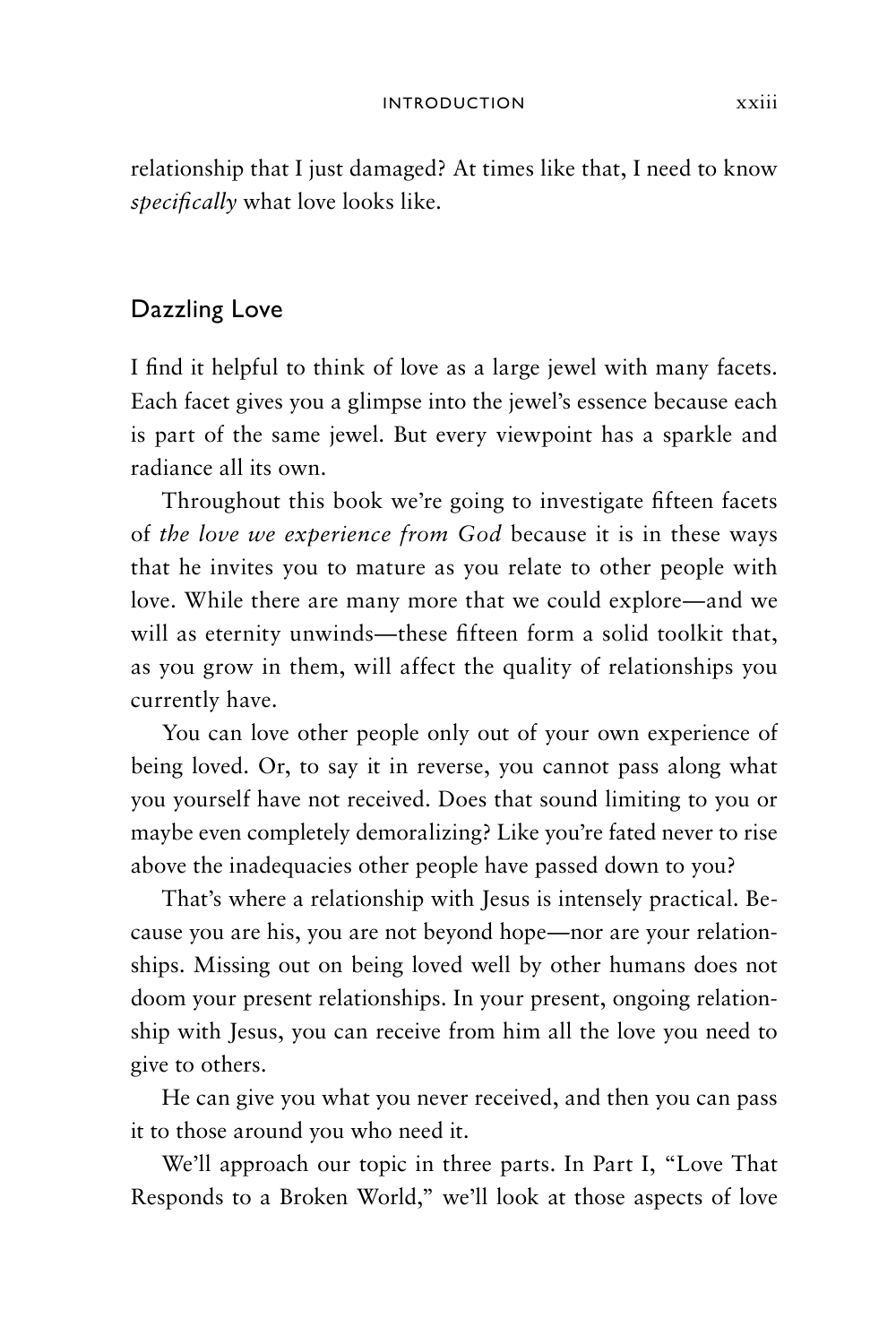relationship that I just damaged? At times like that, I need to know *specifically* what love looks like.

## Dazzling Love

I find it helpful to think of love as a large jewel with many facets. Each facet gives you a glimpse into the jewel's essence because each is part of the same jewel. But every viewpoint has a sparkle and radiance all its own.

Throughout this book we're going to investigate fifteen facets of *the love we experience from God* because it is in these ways that he invites you to mature as you relate to other people with love. While there are many more that we could explore—and we will as eternity unwinds—these fifteen form a solid toolkit that, as you grow in them, will affect the quality of relationships you currently have.

You can love other people only out of your own experience of being loved. Or, to say it in reverse, you cannot pass along what you yourself have not received. Does that sound limiting to you or maybe even completely demoralizing? Like you're fated never to rise above the inadequacies other people have passed down to you?

That's where a relationship with Jesus is intensely practical. Because you are his, you are not beyond hope—nor are your relationships. Missing out on being loved well by other humans does not doom your present relationships. In your present, ongoing relationship with Jesus, you can receive from him all the love you need to give to others.

He can give you what you never received, and then you can pass it to those around you who need it.

We'll approach our topic in three parts. In Part I, "Love That Responds to a Broken World," we'll look at those aspects of love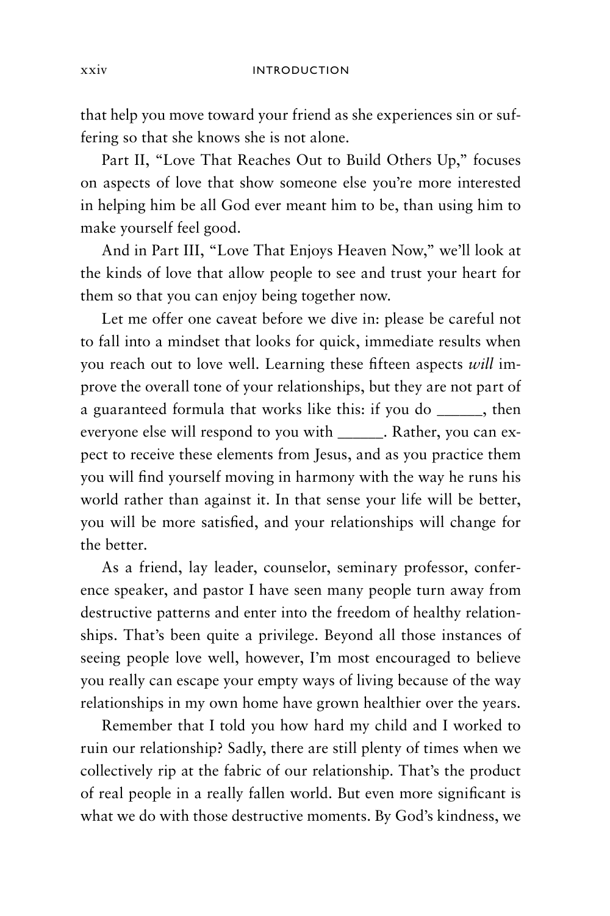that help you move toward your friend as she experiences sin or suffering so that she knows she is not alone.

Part II, "Love That Reaches Out to Build Others Up," focuses on aspects of love that show someone else you're more interested in helping him be all God ever meant him to be, than using him to make yourself feel good.

And in Part III, "Love That Enjoys Heaven Now," we'll look at the kinds of love that allow people to see and trust your heart for them so that you can enjoy being together now.

Let me offer one caveat before we dive in: please be careful not to fall into a mindset that looks for quick, immediate results when you reach out to love well. Learning these fifteen aspects *will* improve the overall tone of your relationships, but they are not part of a guaranteed formula that works like this: if you do ______, then everyone else will respond to you with ______. Rather, you can expect to receive these elements from Jesus, and as you practice them you will find yourself moving in harmony with the way he runs his world rather than against it. In that sense your life will be better, you will be more satisfied, and your relationships will change for the better.

As a friend, lay leader, counselor, seminary professor, conference speaker, and pastor I have seen many people turn away from destructive patterns and enter into the freedom of healthy relationships. That's been quite a privilege. Beyond all those instances of seeing people love well, however, I'm most encouraged to believe you really can escape your empty ways of living because of the way relationships in my own home have grown healthier over the years.

Remember that I told you how hard my child and I worked to ruin our relationship? Sadly, there are still plenty of times when we collectively rip at the fabric of our relationship. That's the product of real people in a really fallen world. But even more significant is what we do with those destructive moments. By God's kindness, we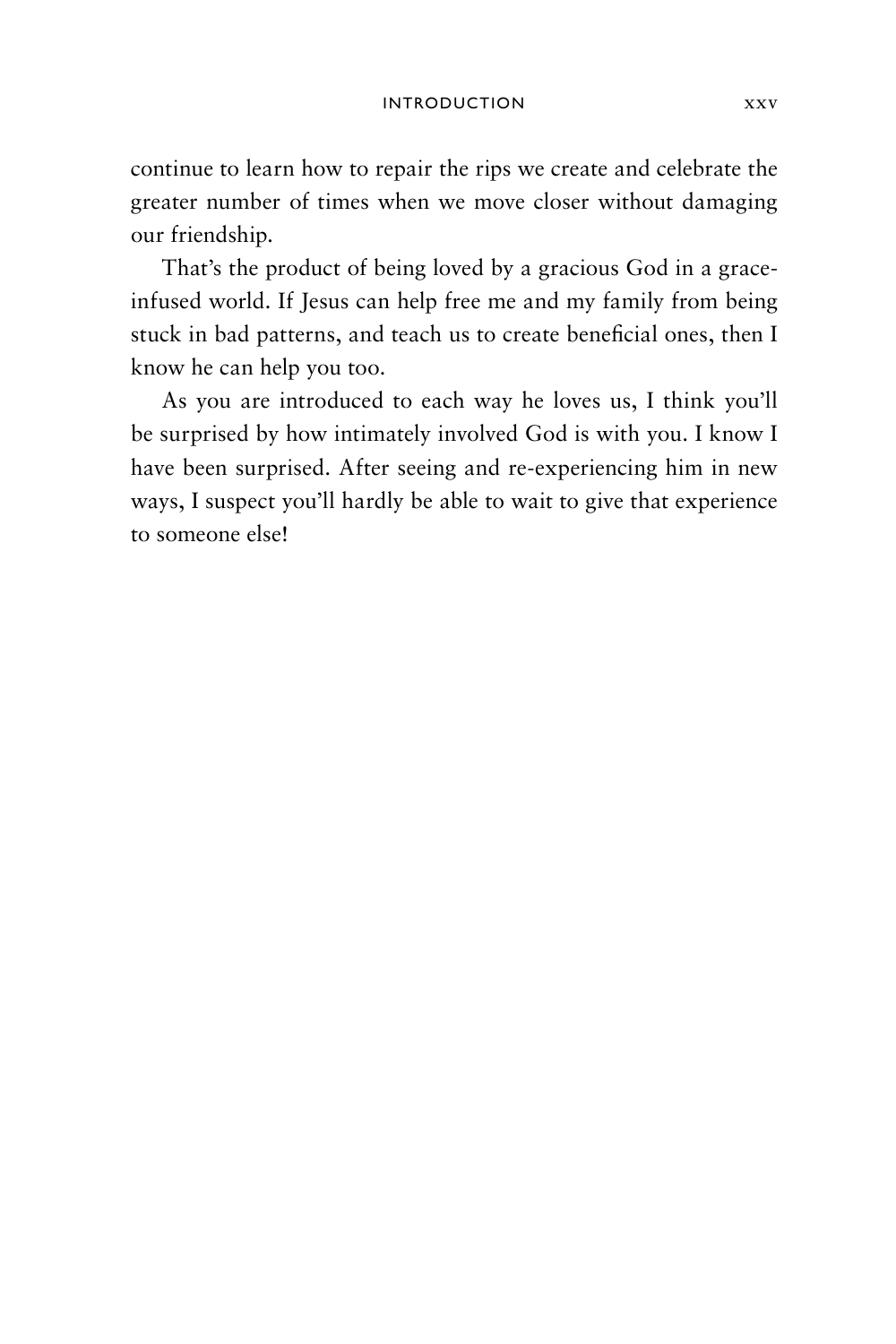continue to learn how to repair the rips we create and celebrate the greater number of times when we move closer without damaging our friendship.

That's the product of being loved by a gracious God in a grace-infused world. If Jesus can help free me and my family from being stuck in bad patterns, and teach us to create beneficial ones, then I know he can help you too.

As you are introduced to each way he loves us, I think you'll be surprised by how intimately involved God is with you. I know I have been surprised. After seeing and re-experiencing him in new ways, I suspect you'll hardly be able to wait to give that experience to someone else!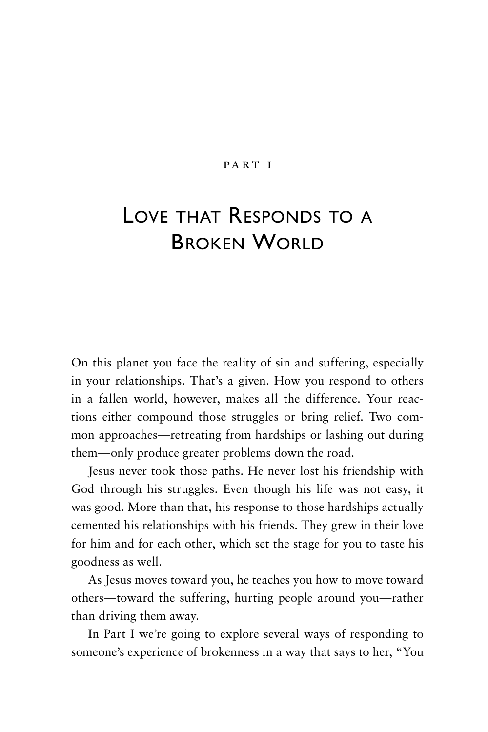PART I

# Love that Responds to a Broken World

On this planet you face the reality of sin and suffering, especially in your relationships. That's a given. How you respond to others in a fallen world, however, makes all the difference. Your reactions either compound those struggles or bring relief. Two common approaches—retreating from hardships or lashing out during them—only produce greater problems down the road.

Jesus never took those paths. He never lost his friendship with God through his struggles. Even though his life was not easy, it was good. More than that, his response to those hardships actually cemented his relationships with his friends. They grew in their love for him and for each other, which set the stage for you to taste his goodness as well.

As Jesus moves toward you, he teaches you how to move toward others—toward the suffering, hurting people around you—rather than driving them away.

In Part I we're going to explore several ways of responding to someone's experience of brokenness in a way that says to her, "You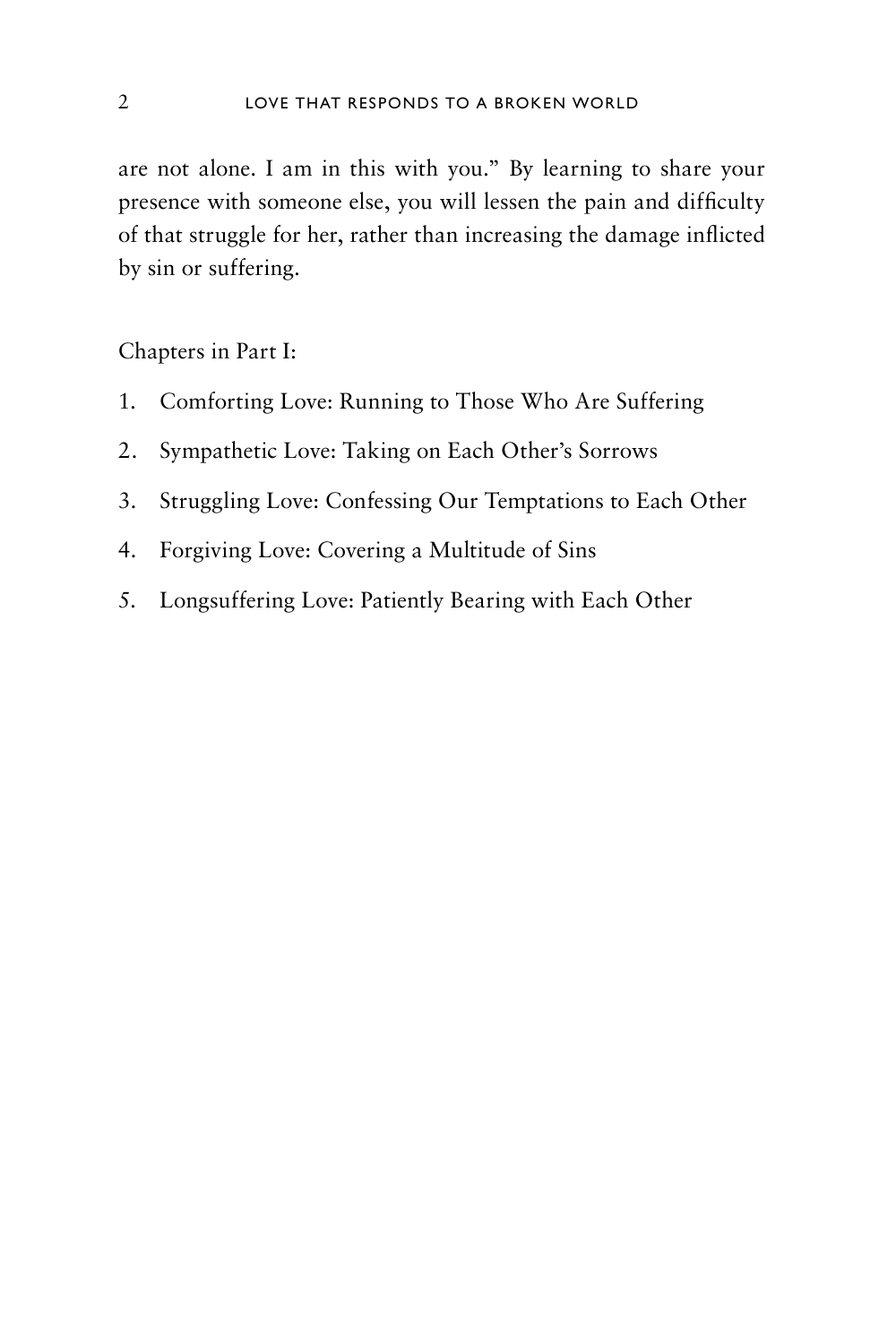are not alone. I am in this with you." By learning to share your presence with someone else, you will lessen the pain and difficulty of that struggle for her, rather than increasing the damage inflicted by sin or suffering.

Chapters in Part I:

1. Comforting Love: Running to Those Who Are Suffering
2. Sympathetic Love: Taking on Each Other's Sorrows
3. Struggling Love: Confessing Our Temptations to Each Other
4. Forgiving Love: Covering a Multitude of Sins
5. Longsuffering Love: Patiently Bearing with Each Other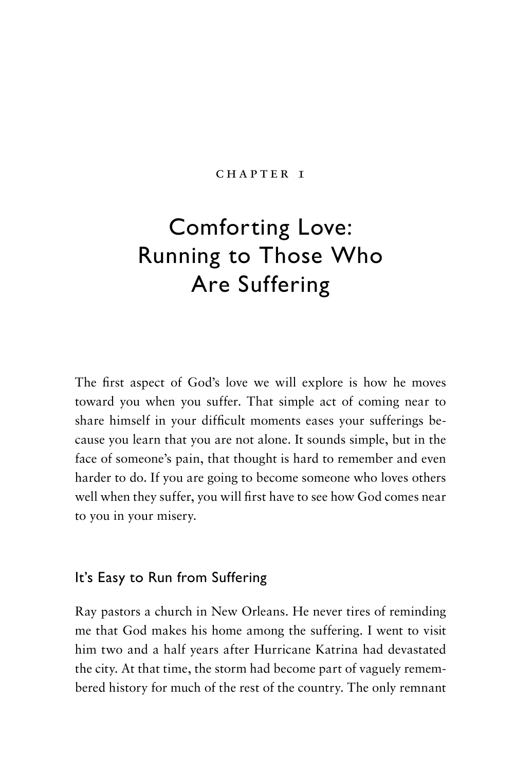CHAPTER 1

# Comforting Love: Running to Those Who Are Suffering

The first aspect of God's love we will explore is how he moves toward you when you suffer. That simple act of coming near to share himself in your difficult moments eases your sufferings because you learn that you are not alone. It sounds simple, but in the face of someone's pain, that thought is hard to remember and even harder to do. If you are going to become someone who loves others well when they suffer, you will first have to see how God comes near to you in your misery.

## It's Easy to Run from Suffering

Ray pastors a church in New Orleans. He never tires of reminding me that God makes his home among the suffering. I went to visit him two and a half years after Hurricane Katrina had devastated the city. At that time, the storm had become part of vaguely remembered history for much of the rest of the country. The only remnant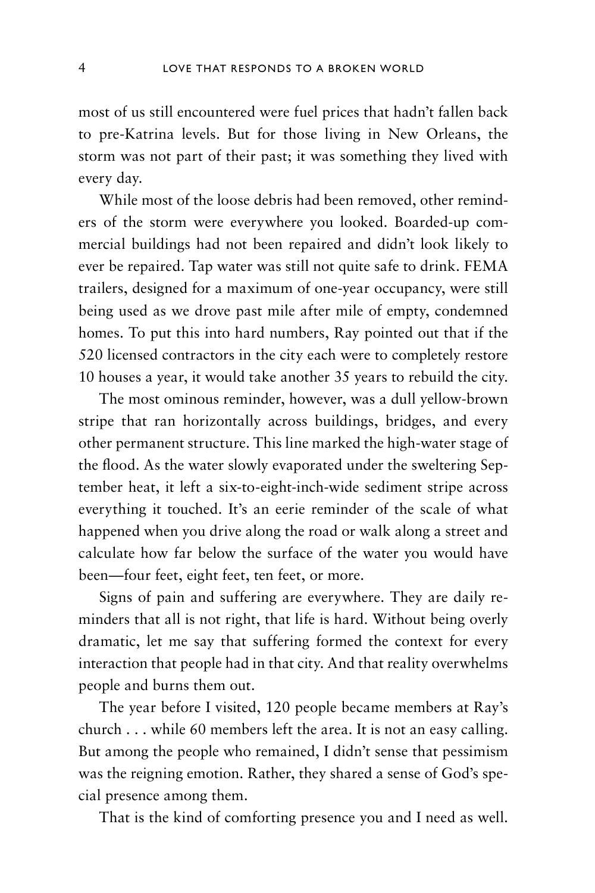most of us still encountered were fuel prices that hadn't fallen back to pre-Katrina levels. But for those living in New Orleans, the storm was not part of their past; it was something they lived with every day.

While most of the loose debris had been removed, other reminders of the storm were everywhere you looked. Boarded-up commercial buildings had not been repaired and didn't look likely to ever be repaired. Tap water was still not quite safe to drink. FEMA trailers, designed for a maximum of one-year occupancy, were still being used as we drove past mile after mile of empty, condemned homes. To put this into hard numbers, Ray pointed out that if the 520 licensed contractors in the city each were to completely restore 10 houses a year, it would take another 35 years to rebuild the city.

The most ominous reminder, however, was a dull yellow-brown stripe that ran horizontally across buildings, bridges, and every other permanent structure. This line marked the high-water stage of the flood. As the water slowly evaporated under the sweltering September heat, it left a six-to-eight-inch-wide sediment stripe across everything it touched. It's an eerie reminder of the scale of what happened when you drive along the road or walk along a street and calculate how far below the surface of the water you would have been—four feet, eight feet, ten feet, or more.

Signs of pain and suffering are everywhere. They are daily reminders that all is not right, that life is hard. Without being overly dramatic, let me say that suffering formed the context for every interaction that people had in that city. And that reality overwhelms people and burns them out.

The year before I visited, 120 people became members at Ray's church . . . while 60 members left the area. It is not an easy calling. But among the people who remained, I didn't sense that pessimism was the reigning emotion. Rather, they shared a sense of God's special presence among them.

That is the kind of comforting presence you and I need as well.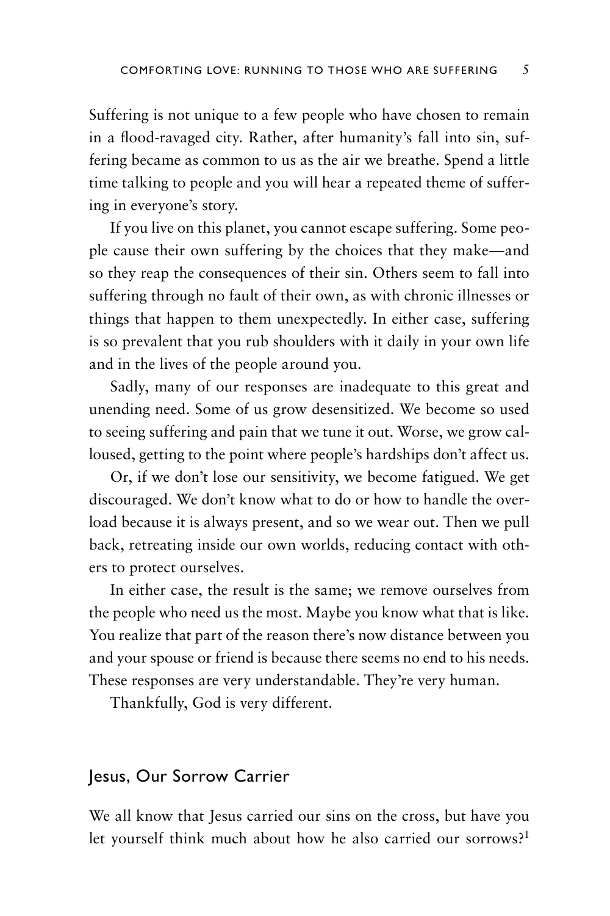Suffering is not unique to a few people who have chosen to remain in a flood-ravaged city. Rather, after humanity's fall into sin, suffering became as common to us as the air we breathe. Spend a little time talking to people and you will hear a repeated theme of suffering in everyone's story.

If you live on this planet, you cannot escape suffering. Some people cause their own suffering by the choices that they make—and so they reap the consequences of their sin. Others seem to fall into suffering through no fault of their own, as with chronic illnesses or things that happen to them unexpectedly. In either case, suffering is so prevalent that you rub shoulders with it daily in your own life and in the lives of the people around you.

Sadly, many of our responses are inadequate to this great and unending need. Some of us grow desensitized. We become so used to seeing suffering and pain that we tune it out. Worse, we grow calloused, getting to the point where people's hardships don't affect us.

Or, if we don't lose our sensitivity, we become fatigued. We get discouraged. We don't know what to do or how to handle the overload because it is always present, and so we wear out. Then we pull back, retreating inside our own worlds, reducing contact with others to protect ourselves.

In either case, the result is the same; we remove ourselves from the people who need us the most. Maybe you know what that is like. You realize that part of the reason there's now distance between you and your spouse or friend is because there seems no end to his needs. These responses are very understandable. They're very human.

Thankfully, God is very different.

## Jesus, Our Sorrow Carrier

We all know that Jesus carried our sins on the cross, but have you let yourself think much about how he also carried our sorrows?[1]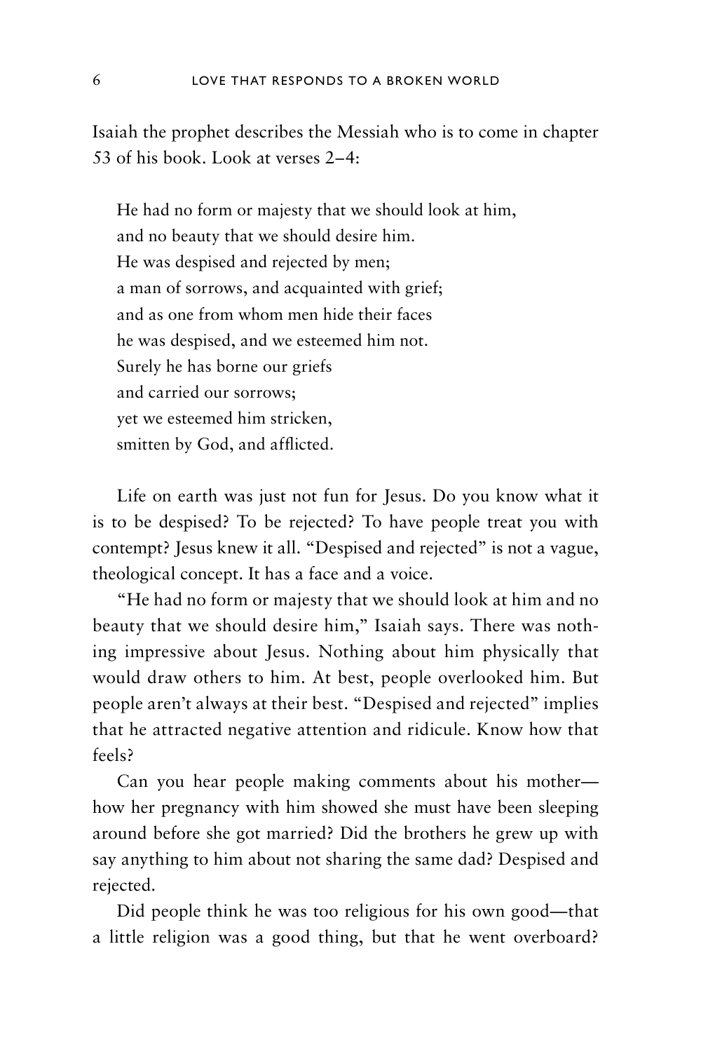Isaiah the prophet describes the Messiah who is to come in chapter 53 of his book. Look at verses 2–4:

> He had no form or majesty that we should look at him,
> and no beauty that we should desire him.
> He was despised and rejected by men;
> a man of sorrows, and acquainted with grief;
> and as one from whom men hide their faces
> he was despised, and we esteemed him not.
> Surely he has borne our griefs
> and carried our sorrows;
> yet we esteemed him stricken,
> smitten by God, and afflicted.

Life on earth was just not fun for Jesus. Do you know what it is to be despised? To be rejected? To have people treat you with contempt? Jesus knew it all. "Despised and rejected" is not a vague, theological concept. It has a face and a voice.

"He had no form or majesty that we should look at him and no beauty that we should desire him," Isaiah says. There was nothing impressive about Jesus. Nothing about him physically that would draw others to him. At best, people overlooked him. But people aren't always at their best. "Despised and rejected" implies that he attracted negative attention and ridicule. Know how that feels?

Can you hear people making comments about his mother—how her pregnancy with him showed she must have been sleeping around before she got married? Did the brothers he grew up with say anything to him about not sharing the same dad? Despised and rejected.

Did people think he was too religious for his own good—that a little religion was a good thing, but that he went overboard?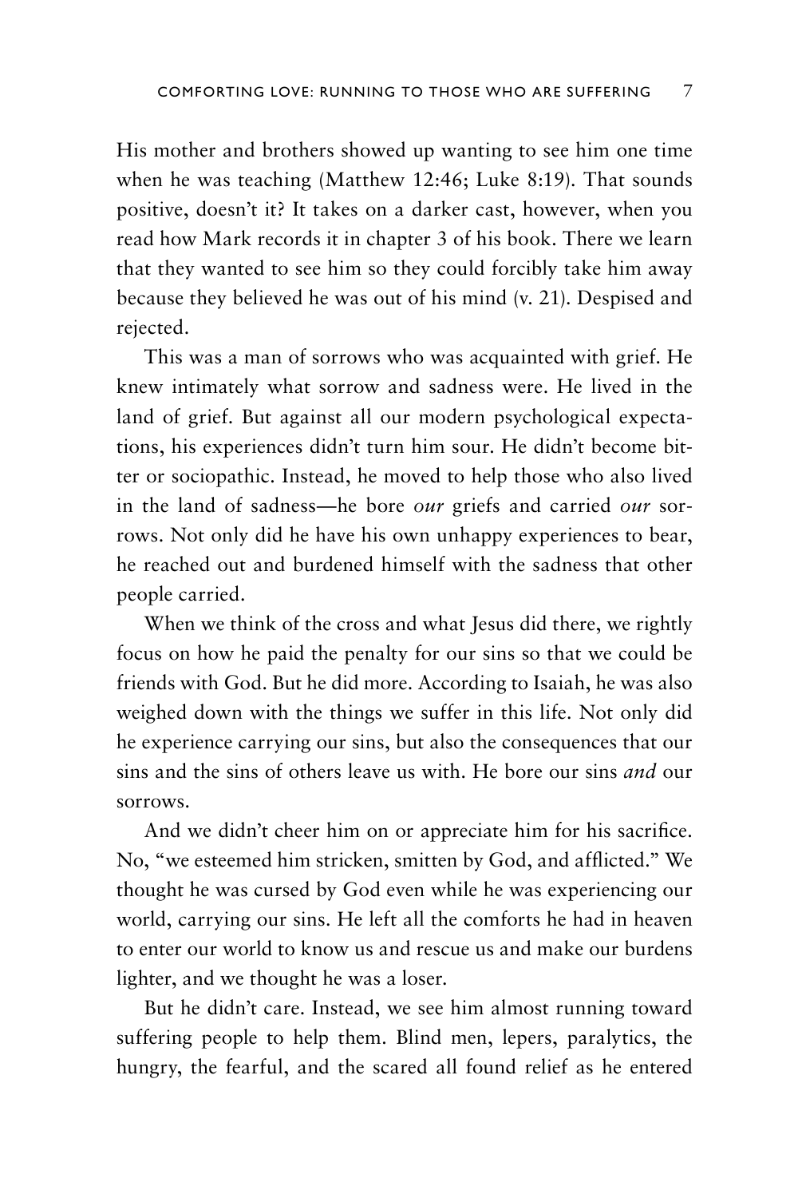His mother and brothers showed up wanting to see him one time when he was teaching (Matthew 12:46; Luke 8:19). That sounds positive, doesn't it? It takes on a darker cast, however, when you read how Mark records it in chapter 3 of his book. There we learn that they wanted to see him so they could forcibly take him away because they believed he was out of his mind (v. 21). Despised and rejected.

This was a man of sorrows who was acquainted with grief. He knew intimately what sorrow and sadness were. He lived in the land of grief. But against all our modern psychological expectations, his experiences didn't turn him sour. He didn't become bitter or sociopathic. Instead, he moved to help those who also lived in the land of sadness—he bore *our* griefs and carried *our* sorrows. Not only did he have his own unhappy experiences to bear, he reached out and burdened himself with the sadness that other people carried.

When we think of the cross and what Jesus did there, we rightly focus on how he paid the penalty for our sins so that we could be friends with God. But he did more. According to Isaiah, he was also weighed down with the things we suffer in this life. Not only did he experience carrying our sins, but also the consequences that our sins and the sins of others leave us with. He bore our sins *and* our sorrows.

And we didn't cheer him on or appreciate him for his sacrifice. No, "we esteemed him stricken, smitten by God, and afflicted." We thought he was cursed by God even while he was experiencing our world, carrying our sins. He left all the comforts he had in heaven to enter our world to know us and rescue us and make our burdens lighter, and we thought he was a loser.

But he didn't care. Instead, we see him almost running toward suffering people to help them. Blind men, lepers, paralytics, the hungry, the fearful, and the scared all found relief as he entered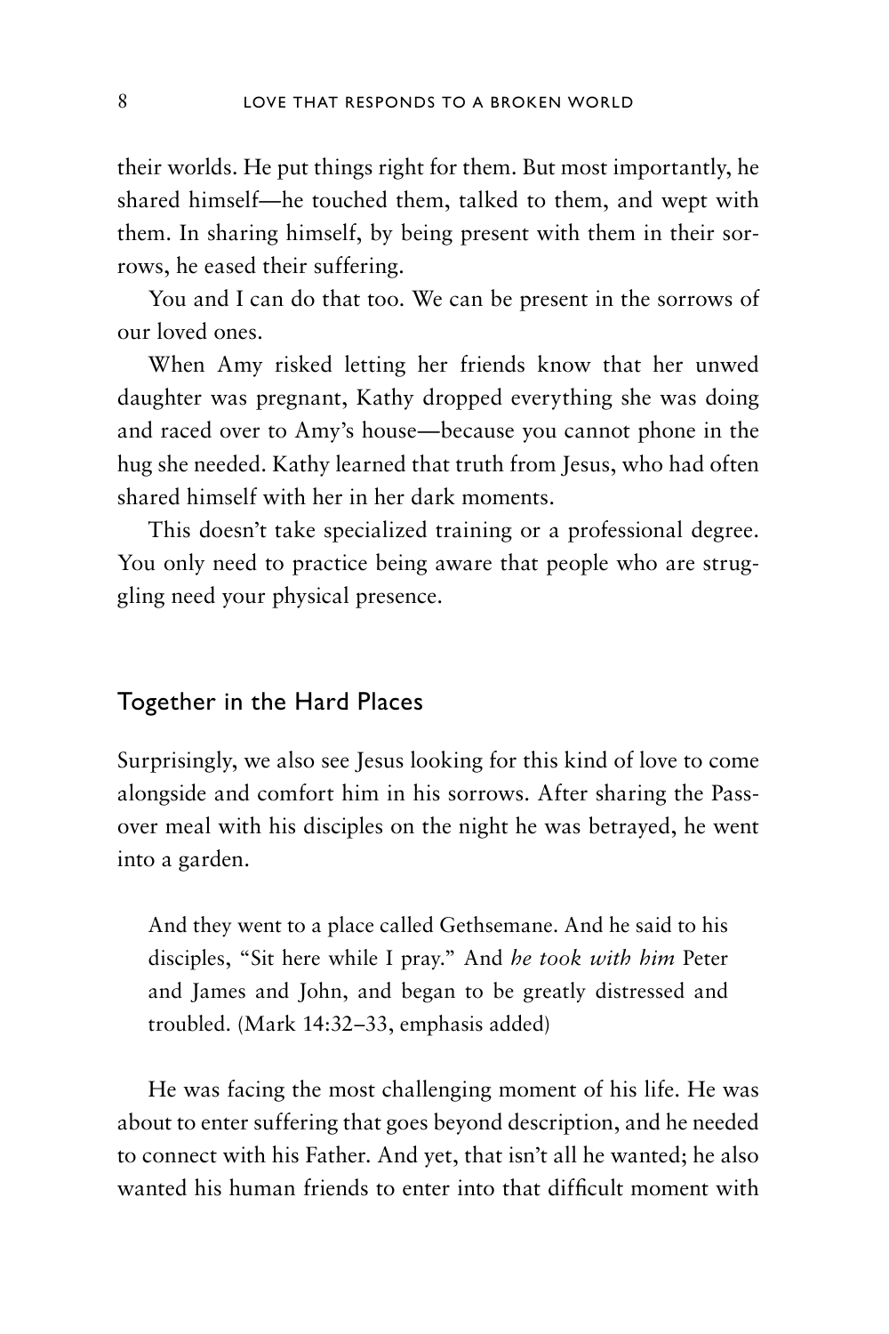their worlds. He put things right for them. But most importantly, he shared himself—he touched them, talked to them, and wept with them. In sharing himself, by being present with them in their sorrows, he eased their suffering.

You and I can do that too. We can be present in the sorrows of our loved ones.

When Amy risked letting her friends know that her unwed daughter was pregnant, Kathy dropped everything she was doing and raced over to Amy's house—because you cannot phone in the hug she needed. Kathy learned that truth from Jesus, who had often shared himself with her in her dark moments.

This doesn't take specialized training or a professional degree. You only need to practice being aware that people who are struggling need your physical presence.

## Together in the Hard Places

Surprisingly, we also see Jesus looking for this kind of love to come alongside and comfort him in his sorrows. After sharing the Passover meal with his disciples on the night he was betrayed, he went into a garden.

> And they went to a place called Gethsemane. And he said to his disciples, "Sit here while I pray." And *he took with him* Peter and James and John, and began to be greatly distressed and troubled. (Mark 14:32–33, emphasis added)

He was facing the most challenging moment of his life. He was about to enter suffering that goes beyond description, and he needed to connect with his Father. And yet, that isn't all he wanted; he also wanted his human friends to enter into that difficult moment with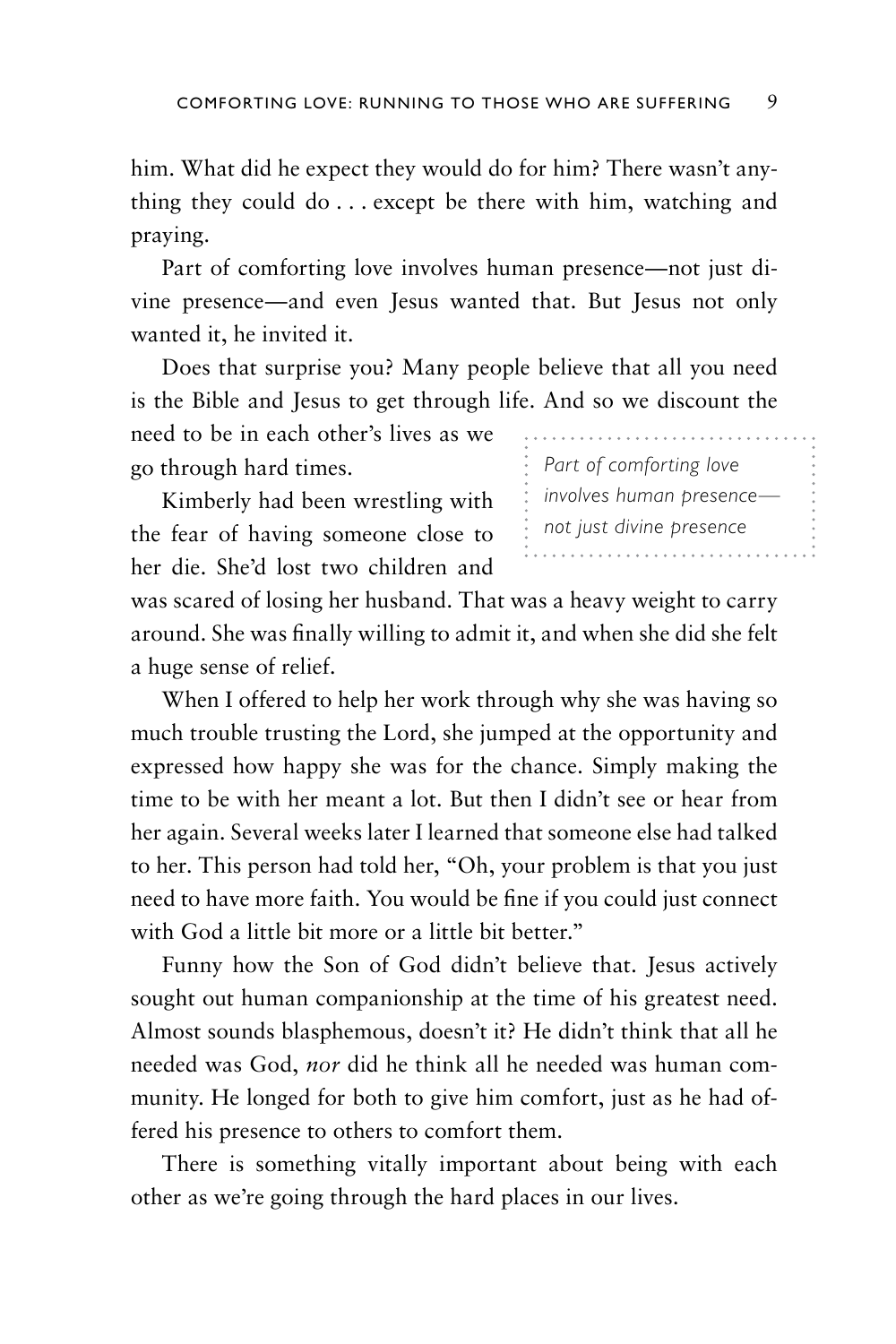him. What did he expect they would do for him? There wasn't anything they could do . . . except be there with him, watching and praying.

Part of comforting love involves human presence—not just divine presence—and even Jesus wanted that. But Jesus not only wanted it, he invited it.

Does that surprise you? Many people believe that all you need is the Bible and Jesus to get through life. And so we discount the need to be in each other's lives as we go through hard times.

> *Part of comforting love involves human presence—not just divine presence*

Kimberly had been wrestling with the fear of having someone close to her die. She'd lost two children and was scared of losing her husband. That was a heavy weight to carry around. She was finally willing to admit it, and when she did she felt a huge sense of relief.

When I offered to help her work through why she was having so much trouble trusting the Lord, she jumped at the opportunity and expressed how happy she was for the chance. Simply making the time to be with her meant a lot. But then I didn't see or hear from her again. Several weeks later I learned that someone else had talked to her. This person had told her, "Oh, your problem is that you just need to have more faith. You would be fine if you could just connect with God a little bit more or a little bit better."

Funny how the Son of God didn't believe that. Jesus actively sought out human companionship at the time of his greatest need. Almost sounds blasphemous, doesn't it? He didn't think that all he needed was God, *nor* did he think all he needed was human community. He longed for both to give him comfort, just as he had offered his presence to others to comfort them.

There is something vitally important about being with each other as we're going through the hard places in our lives.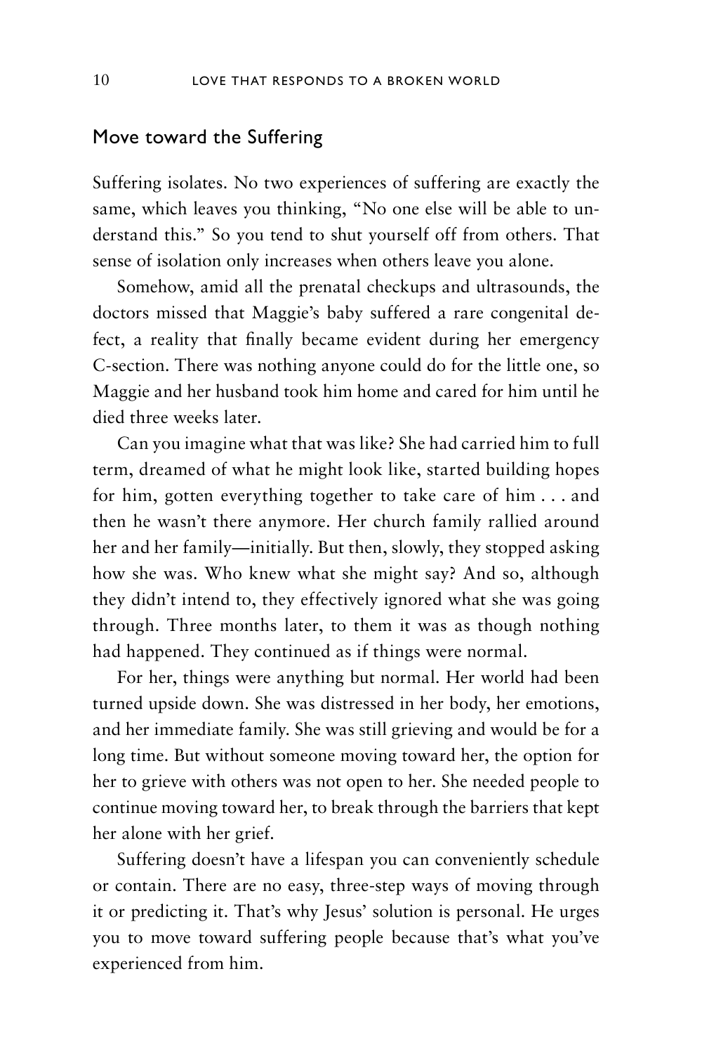## Move toward the Suffering

Suffering isolates. No two experiences of suffering are exactly the same, which leaves you thinking, "No one else will be able to understand this." So you tend to shut yourself off from others. That sense of isolation only increases when others leave you alone.

Somehow, amid all the prenatal checkups and ultrasounds, the doctors missed that Maggie's baby suffered a rare congenital defect, a reality that finally became evident during her emergency C-section. There was nothing anyone could do for the little one, so Maggie and her husband took him home and cared for him until he died three weeks later.

Can you imagine what that was like? She had carried him to full term, dreamed of what he might look like, started building hopes for him, gotten everything together to take care of him . . . and then he wasn't there anymore. Her church family rallied around her and her family—initially. But then, slowly, they stopped asking how she was. Who knew what she might say? And so, although they didn't intend to, they effectively ignored what she was going through. Three months later, to them it was as though nothing had happened. They continued as if things were normal.

For her, things were anything but normal. Her world had been turned upside down. She was distressed in her body, her emotions, and her immediate family. She was still grieving and would be for a long time. But without someone moving toward her, the option for her to grieve with others was not open to her. She needed people to continue moving toward her, to break through the barriers that kept her alone with her grief.

Suffering doesn't have a lifespan you can conveniently schedule or contain. There are no easy, three-step ways of moving through it or predicting it. That's why Jesus' solution is personal. He urges you to move toward suffering people because that's what you've experienced from him.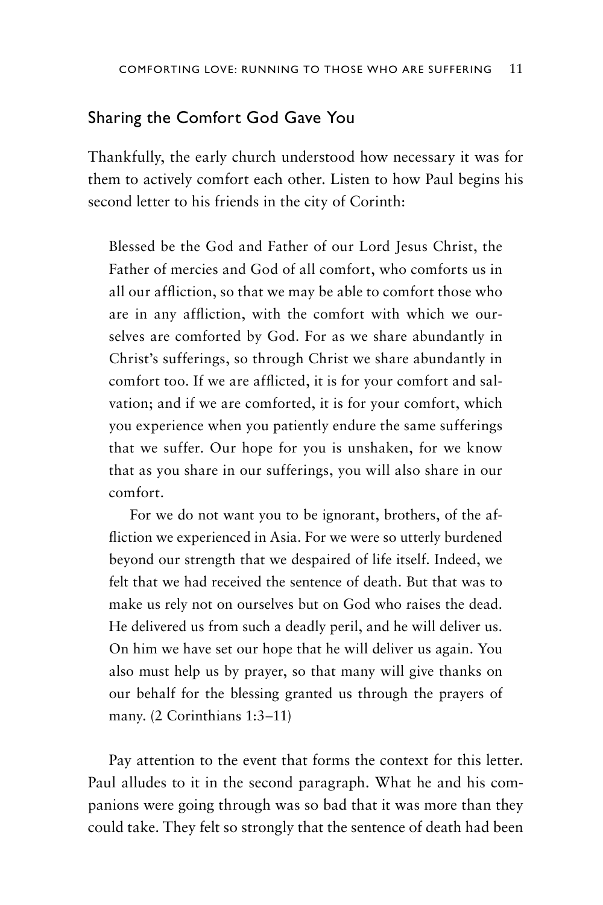## Sharing the Comfort God Gave You

Thankfully, the early church understood how necessary it was for them to actively comfort each other. Listen to how Paul begins his second letter to his friends in the city of Corinth:

> Blessed be the God and Father of our Lord Jesus Christ, the Father of mercies and God of all comfort, who comforts us in all our affliction, so that we may be able to comfort those who are in any affliction, with the comfort with which we ourselves are comforted by God. For as we share abundantly in Christ's sufferings, so through Christ we share abundantly in comfort too. If we are afflicted, it is for your comfort and salvation; and if we are comforted, it is for your comfort, which you experience when you patiently endure the same sufferings that we suffer. Our hope for you is unshaken, for we know that as you share in our sufferings, you will also share in our comfort.
>
> For we do not want you to be ignorant, brothers, of the affliction we experienced in Asia. For we were so utterly burdened beyond our strength that we despaired of life itself. Indeed, we felt that we had received the sentence of death. But that was to make us rely not on ourselves but on God who raises the dead. He delivered us from such a deadly peril, and he will deliver us. On him we have set our hope that he will deliver us again. You also must help us by prayer, so that many will give thanks on our behalf for the blessing granted us through the prayers of many. (2 Corinthians 1:3–11)

Pay attention to the event that forms the context for this letter. Paul alludes to it in the second paragraph. What he and his companions were going through was so bad that it was more than they could take. They felt so strongly that the sentence of death had been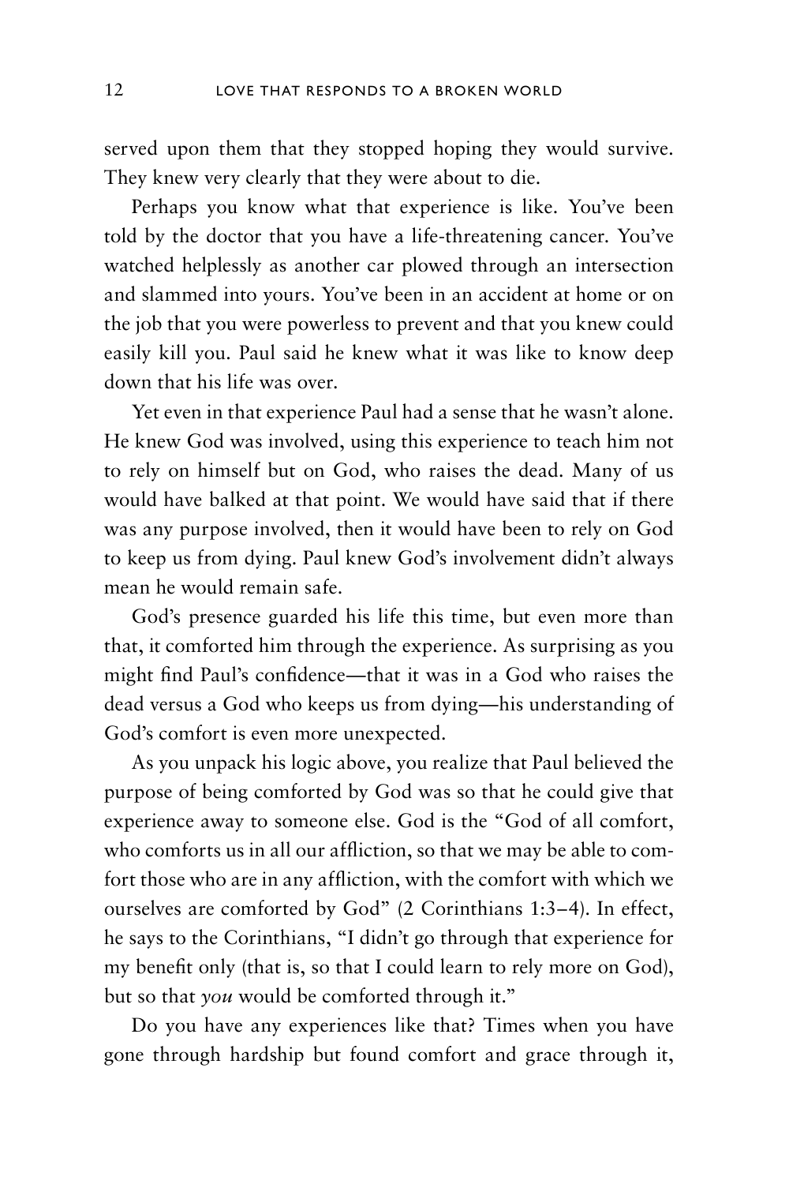served upon them that they stopped hoping they would survive. They knew very clearly that they were about to die.

Perhaps you know what that experience is like. You've been told by the doctor that you have a life-threatening cancer. You've watched helplessly as another car plowed through an intersection and slammed into yours. You've been in an accident at home or on the job that you were powerless to prevent and that you knew could easily kill you. Paul said he knew what it was like to know deep down that his life was over.

Yet even in that experience Paul had a sense that he wasn't alone. He knew God was involved, using this experience to teach him not to rely on himself but on God, who raises the dead. Many of us would have balked at that point. We would have said that if there was any purpose involved, then it would have been to rely on God to keep us from dying. Paul knew God's involvement didn't always mean he would remain safe.

God's presence guarded his life this time, but even more than that, it comforted him through the experience. As surprising as you might find Paul's confidence—that it was in a God who raises the dead versus a God who keeps us from dying—his understanding of God's comfort is even more unexpected.

As you unpack his logic above, you realize that Paul believed the purpose of being comforted by God was so that he could give that experience away to someone else. God is the "God of all comfort, who comforts us in all our affliction, so that we may be able to comfort those who are in any affliction, with the comfort with which we ourselves are comforted by God" (2 Corinthians 1:3–4). In effect, he says to the Corinthians, "I didn't go through that experience for my benefit only (that is, so that I could learn to rely more on God), but so that *you* would be comforted through it."

Do you have any experiences like that? Times when you have gone through hardship but found comfort and grace through it,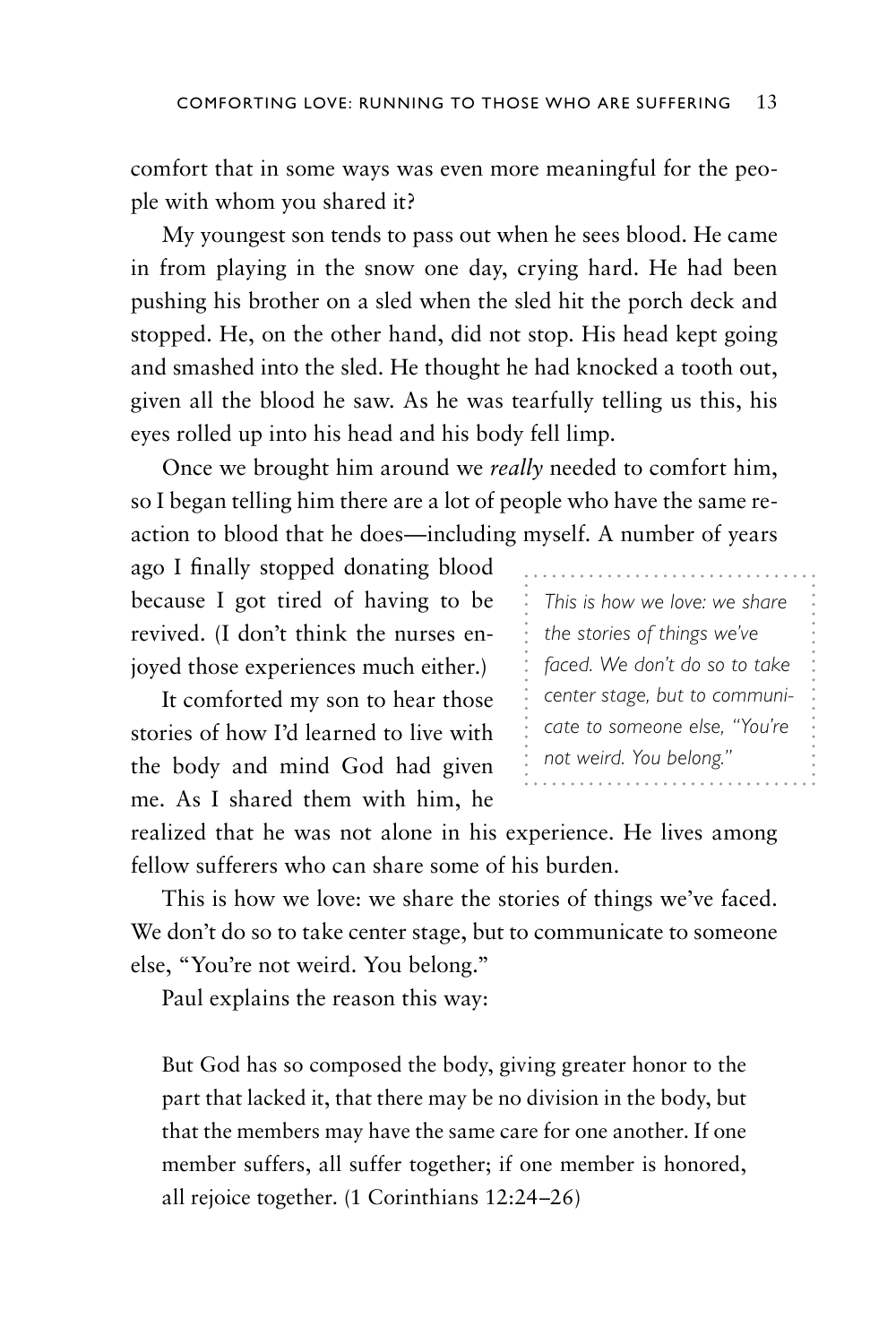comfort that in some ways was even more meaningful for the people with whom you shared it?

My youngest son tends to pass out when he sees blood. He came in from playing in the snow one day, crying hard. He had been pushing his brother on a sled when the sled hit the porch deck and stopped. He, on the other hand, did not stop. His head kept going and smashed into the sled. He thought he had knocked a tooth out, given all the blood he saw. As he was tearfully telling us this, his eyes rolled up into his head and his body fell limp.

Once we brought him around we *really* needed to comfort him, so I began telling him there are a lot of people who have the same reaction to blood that he does—including myself. A number of years ago I finally stopped donating blood because I got tired of having to be revived. (I don't think the nurses enjoyed those experiences much either.)

It comforted my son to hear those stories of how I'd learned to live with the body and mind God had given me. As I shared them with him, he realized that he was not alone in his experience. He lives among fellow sufferers who can share some of his burden.

> *This is how we love: we share the stories of things we've faced. We don't do so to take center stage, but to communicate to someone else, "You're not weird. You belong."*

This is how we love: we share the stories of things we've faced. We don't do so to take center stage, but to communicate to someone else, "You're not weird. You belong."

Paul explains the reason this way:

> But God has so composed the body, giving greater honor to the part that lacked it, that there may be no division in the body, but that the members may have the same care for one another. If one member suffers, all suffer together; if one member is honored, all rejoice together. (1 Corinthians 12:24–26)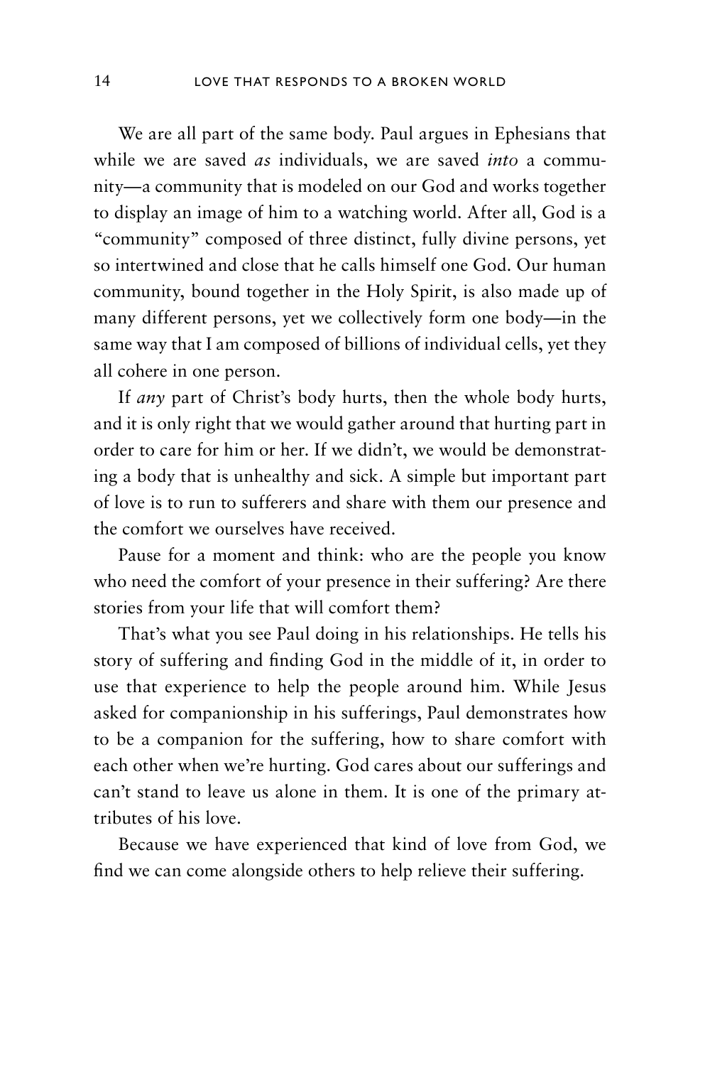We are all part of the same body. Paul argues in Ephesians that while we are saved *as* individuals, we are saved *into* a community—a community that is modeled on our God and works together to display an image of him to a watching world. After all, God is a "community" composed of three distinct, fully divine persons, yet so intertwined and close that he calls himself one God. Our human community, bound together in the Holy Spirit, is also made up of many different persons, yet we collectively form one body—in the same way that I am composed of billions of individual cells, yet they all cohere in one person.

If *any* part of Christ's body hurts, then the whole body hurts, and it is only right that we would gather around that hurting part in order to care for him or her. If we didn't, we would be demonstrating a body that is unhealthy and sick. A simple but important part of love is to run to sufferers and share with them our presence and the comfort we ourselves have received.

Pause for a moment and think: who are the people you know who need the comfort of your presence in their suffering? Are there stories from your life that will comfort them?

That's what you see Paul doing in his relationships. He tells his story of suffering and finding God in the middle of it, in order to use that experience to help the people around him. While Jesus asked for companionship in his sufferings, Paul demonstrates how to be a companion for the suffering, how to share comfort with each other when we're hurting. God cares about our sufferings and can't stand to leave us alone in them. It is one of the primary attributes of his love.

Because we have experienced that kind of love from God, we find we can come alongside others to help relieve their suffering.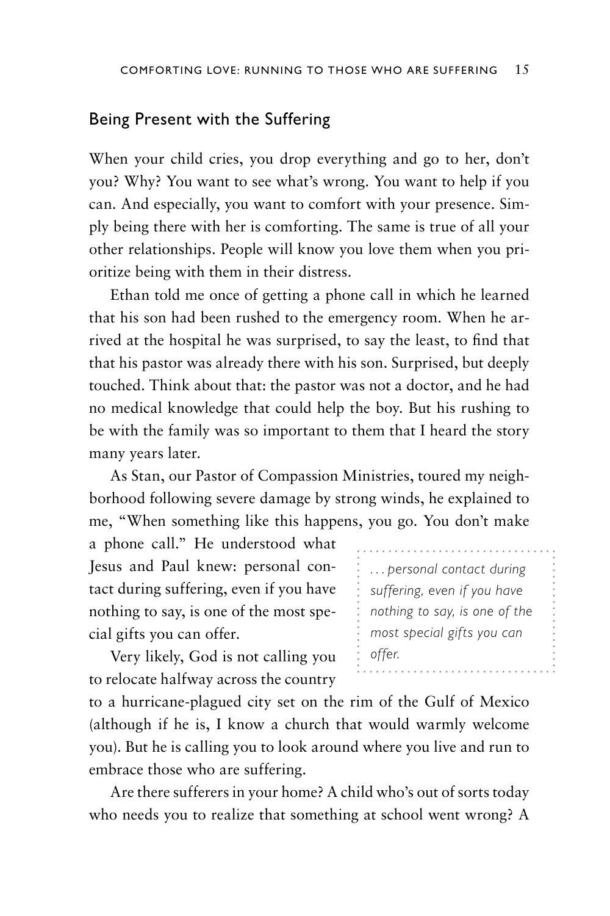## Being Present with the Suffering

When your child cries, you drop everything and go to her, don't you? Why? You want to see what's wrong. You want to help if you can. And especially, you want to comfort with your presence. Simply being there with her is comforting. The same is true of all your other relationships. People will know you love them when you prioritize being with them in their distress.

Ethan told me once of getting a phone call in which he learned that his son had been rushed to the emergency room. When he arrived at the hospital he was surprised, to say the least, to find that that his pastor was already there with his son. Surprised, but deeply touched. Think about that: the pastor was not a doctor, and he had no medical knowledge that could help the boy. But his rushing to be with the family was so important to them that I heard the story many years later.

As Stan, our Pastor of Compassion Ministries, toured my neighborhood following severe damage by strong winds, he explained to me, "When something like this happens, you go. You don't make a phone call." He understood what Jesus and Paul knew: personal contact during suffering, even if you have nothing to say, is one of the most special gifts you can offer.

> *. . . personal contact during suffering, even if you have nothing to say, is one of the most special gifts you can offer.*

Very likely, God is not calling you to relocate halfway across the country to a hurricane-plagued city set on the rim of the Gulf of Mexico (although if he is, I know a church that would warmly welcome you). But he is calling you to look around where you live and run to embrace those who are suffering.

Are there sufferers in your home? A child who's out of sorts today who needs you to realize that something at school went wrong? A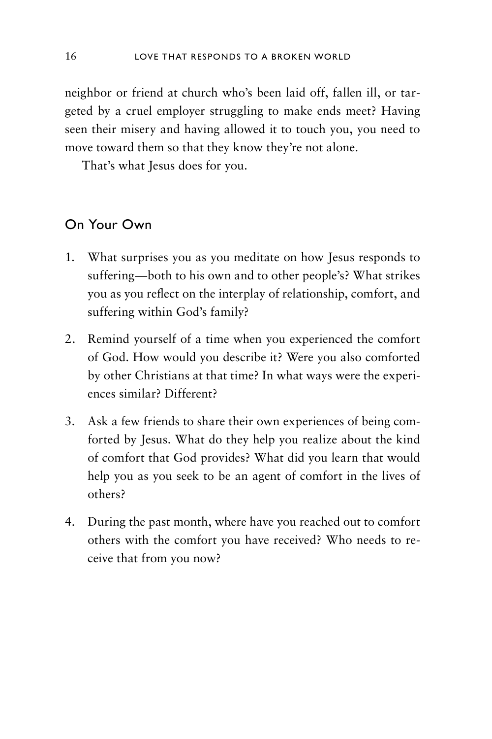neighbor or friend at church who's been laid off, fallen ill, or targeted by a cruel employer struggling to make ends meet? Having seen their misery and having allowed it to touch you, you need to move toward them so that they know they're not alone.

That's what Jesus does for you.

## On Your Own

1. What surprises you as you meditate on how Jesus responds to suffering—both to his own and to other people's? What strikes you as you reflect on the interplay of relationship, comfort, and suffering within God's family?
2. Remind yourself of a time when you experienced the comfort of God. How would you describe it? Were you also comforted by other Christians at that time? In what ways were the experiences similar? Different?
3. Ask a few friends to share their own experiences of being comforted by Jesus. What do they help you realize about the kind of comfort that God provides? What did you learn that would help you as you seek to be an agent of comfort in the lives of others?
4. During the past month, where have you reached out to comfort others with the comfort you have received? Who needs to receive that from you now?